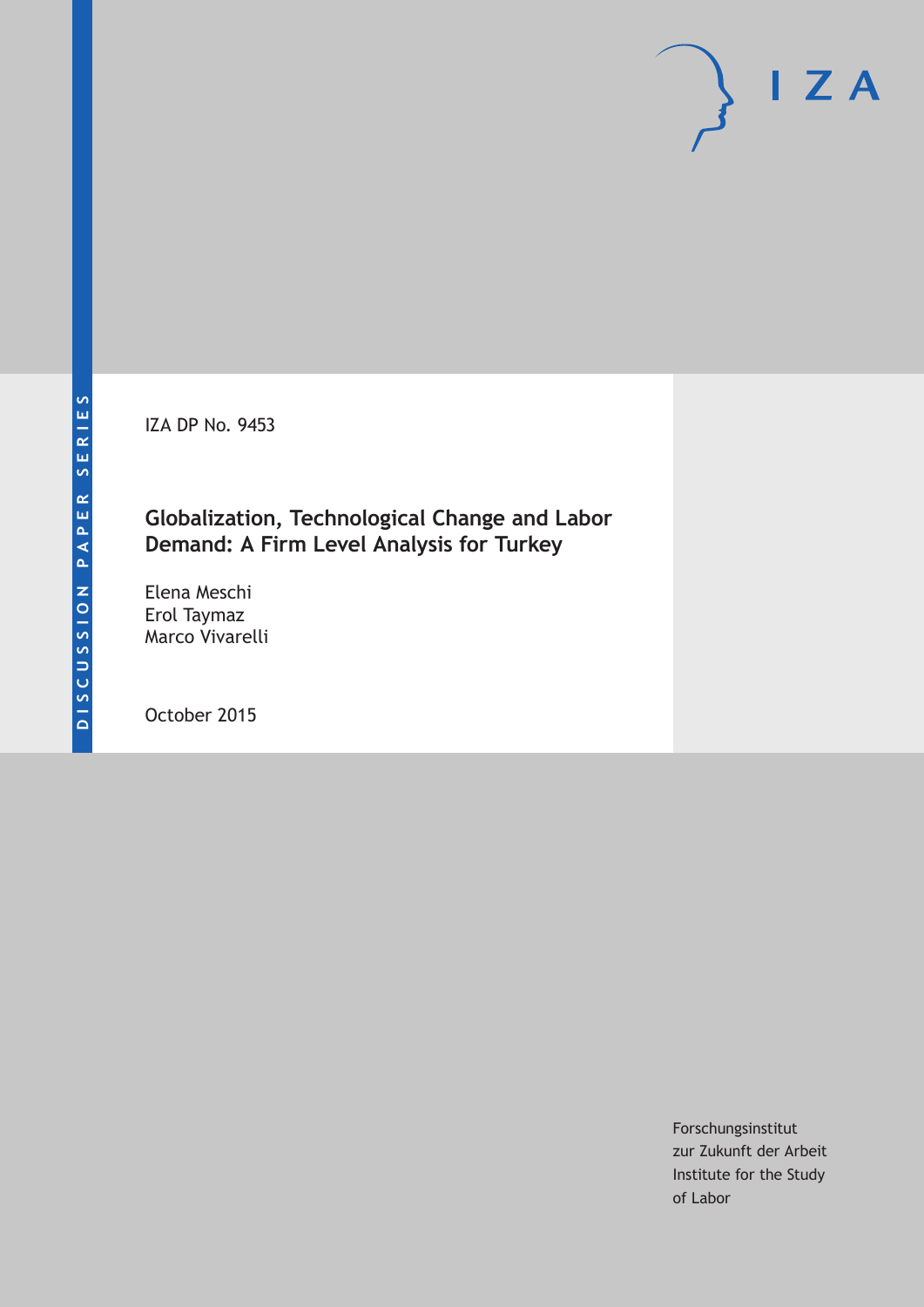DISCUSSION PAPER SERIES

IZA

IZA DP No. 9453

# Globalization, Technological Change and Labor Demand: A Firm Level Analysis for Turkey

Elena Meschi
Erol Taymaz
Marco Vivarelli

October 2015

Forschungsinstitut
zur Zukunft der Arbeit
Institute for the Study
of Labor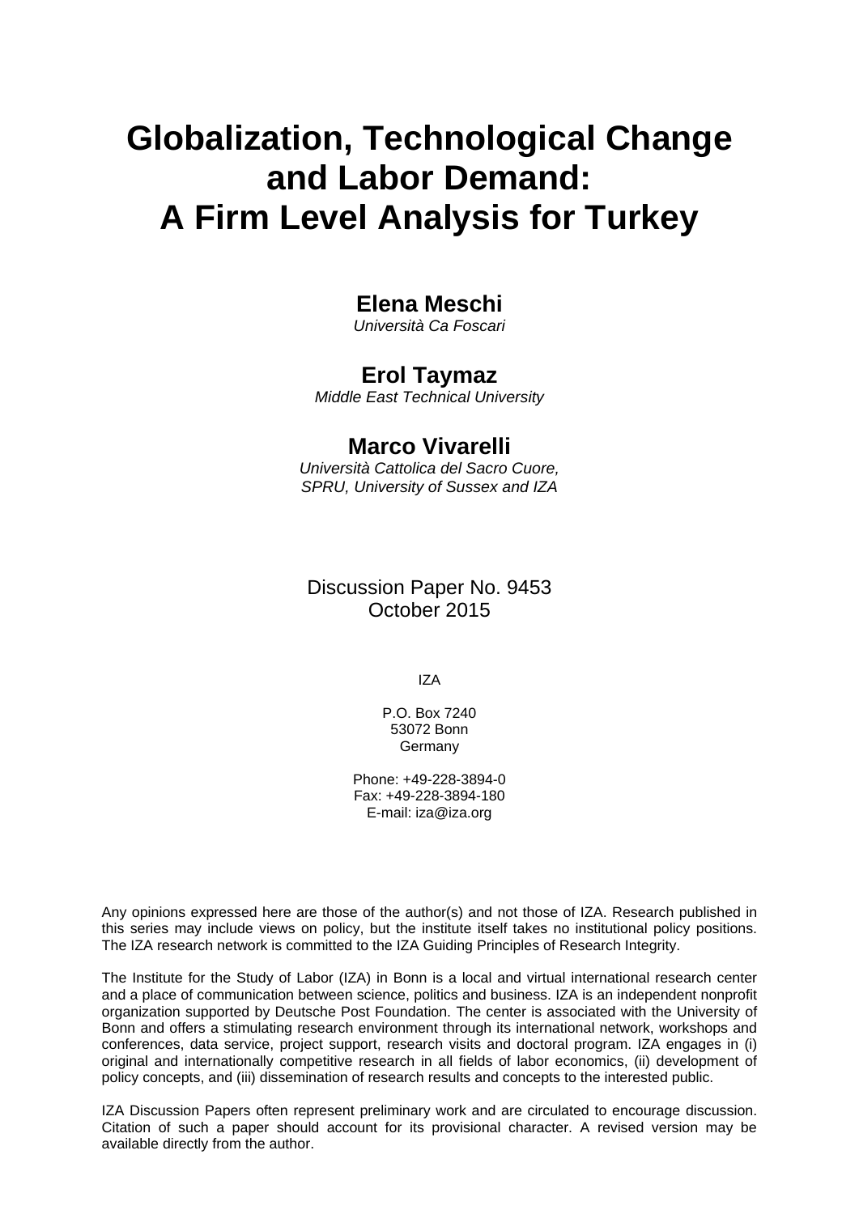# Globalization, Technological Change and Labor Demand: A Firm Level Analysis for Turkey

**Elena Meschi**
*Università Ca Foscari*

**Erol Taymaz**
*Middle East Technical University*

**Marco Vivarelli**
*Università Cattolica del Sacro Cuore, SPRU, University of Sussex and IZA*

Discussion Paper No. 9453
October 2015

IZA

P.O. Box 7240
53072 Bonn
Germany

Phone: +49-228-3894-0
Fax: +49-228-3894-180
E-mail: iza@iza.org

Any opinions expressed here are those of the author(s) and not those of IZA. Research published in this series may include views on policy, but the institute itself takes no institutional policy positions. The IZA research network is committed to the IZA Guiding Principles of Research Integrity.

The Institute for the Study of Labor (IZA) in Bonn is a local and virtual international research center and a place of communication between science, politics and business. IZA is an independent nonprofit organization supported by Deutsche Post Foundation. The center is associated with the University of Bonn and offers a stimulating research environment through its international network, workshops and conferences, data service, project support, research visits and doctoral program. IZA engages in (i) original and internationally competitive research in all fields of labor economics, (ii) development of policy concepts, and (iii) dissemination of research results and concepts to the interested public.

IZA Discussion Papers often represent preliminary work and are circulated to encourage discussion. Citation of such a paper should account for its provisional character. A revised version may be available directly from the author.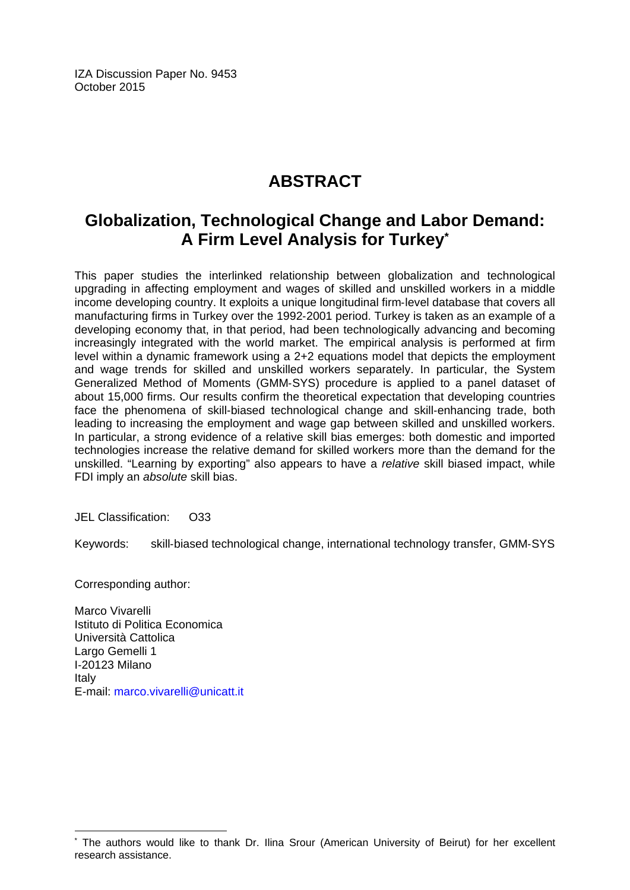IZA Discussion Paper No. 9453
October 2015

# ABSTRACT

## Globalization, Technological Change and Labor Demand: A Firm Level Analysis for Turkey*

This paper studies the interlinked relationship between globalization and technological upgrading in affecting employment and wages of skilled and unskilled workers in a middle income developing country. It exploits a unique longitudinal firm-level database that covers all manufacturing firms in Turkey over the 1992-2001 period. Turkey is taken as an example of a developing economy that, in that period, had been technologically advancing and becoming increasingly integrated with the world market. The empirical analysis is performed at firm level within a dynamic framework using a 2+2 equations model that depicts the employment and wage trends for skilled and unskilled workers separately. In particular, the System Generalized Method of Moments (GMM-SYS) procedure is applied to a panel dataset of about 15,000 firms. Our results confirm the theoretical expectation that developing countries face the phenomena of skill-biased technological change and skill-enhancing trade, both leading to increasing the employment and wage gap between skilled and unskilled workers. In particular, a strong evidence of a relative skill bias emerges: both domestic and imported technologies increase the relative demand for skilled workers more than the demand for the unskilled. "Learning by exporting" also appears to have a *relative* skill biased impact, while FDI imply an *absolute* skill bias.

JEL Classification: O33

Keywords: skill-biased technological change, international technology transfer, GMM-SYS

Corresponding author:

Marco Vivarelli
Istituto di Politica Economica
Università Cattolica
Largo Gemelli 1
I-20123 Milano
Italy
E-mail: marco.vivarelli@unicatt.it

---

* The authors would like to thank Dr. Ilina Srour (American University of Beirut) for her excellent research assistance.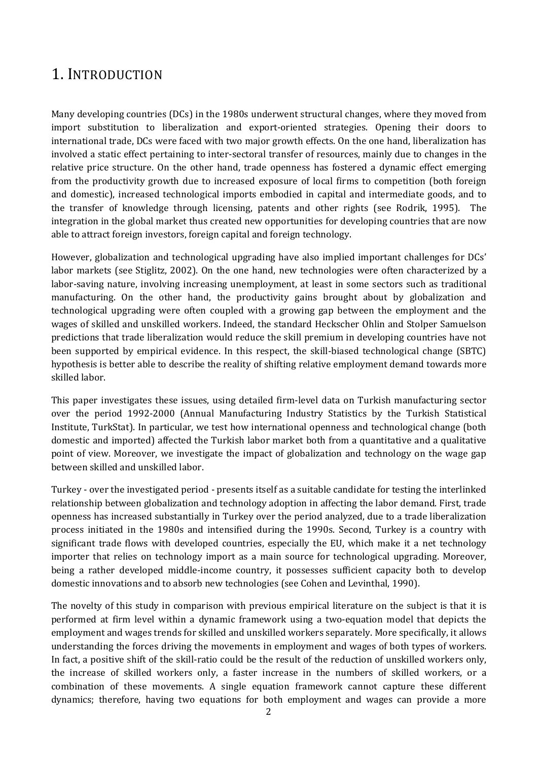# 1. Introduction

Many developing countries (DCs) in the 1980s underwent structural changes, where they moved from import substitution to liberalization and export-oriented strategies. Opening their doors to international trade, DCs were faced with two major growth effects. On the one hand, liberalization has involved a static effect pertaining to inter-sectoral transfer of resources, mainly due to changes in the relative price structure. On the other hand, trade openness has fostered a dynamic effect emerging from the productivity growth due to increased exposure of local firms to competition (both foreign and domestic), increased technological imports embodied in capital and intermediate goods, and to the transfer of knowledge through licensing, patents and other rights (see Rodrik, 1995). The integration in the global market thus created new opportunities for developing countries that are now able to attract foreign investors, foreign capital and foreign technology.

However, globalization and technological upgrading have also implied important challenges for DCs' labor markets (see Stiglitz, 2002). On the one hand, new technologies were often characterized by a labor-saving nature, involving increasing unemployment, at least in some sectors such as traditional manufacturing. On the other hand, the productivity gains brought about by globalization and technological upgrading were often coupled with a growing gap between the employment and the wages of skilled and unskilled workers. Indeed, the standard Heckscher Ohlin and Stolper Samuelson predictions that trade liberalization would reduce the skill premium in developing countries have not been supported by empirical evidence. In this respect, the skill-biased technological change (SBTC) hypothesis is better able to describe the reality of shifting relative employment demand towards more skilled labor.

This paper investigates these issues, using detailed firm-level data on Turkish manufacturing sector over the period 1992-2000 (Annual Manufacturing Industry Statistics by the Turkish Statistical Institute, TurkStat). In particular, we test how international openness and technological change (both domestic and imported) affected the Turkish labor market both from a quantitative and a qualitative point of view. Moreover, we investigate the impact of globalization and technology on the wage gap between skilled and unskilled labor.

Turkey - over the investigated period - presents itself as a suitable candidate for testing the interlinked relationship between globalization and technology adoption in affecting the labor demand. First, trade openness has increased substantially in Turkey over the period analyzed, due to a trade liberalization process initiated in the 1980s and intensified during the 1990s. Second, Turkey is a country with significant trade flows with developed countries, especially the EU, which make it a net technology importer that relies on technology import as a main source for technological upgrading. Moreover, being a rather developed middle-income country, it possesses sufficient capacity both to develop domestic innovations and to absorb new technologies (see Cohen and Levinthal, 1990).

The novelty of this study in comparison with previous empirical literature on the subject is that it is performed at firm level within a dynamic framework using a two-equation model that depicts the employment and wages trends for skilled and unskilled workers separately. More specifically, it allows understanding the forces driving the movements in employment and wages of both types of workers. In fact, a positive shift of the skill-ratio could be the result of the reduction of unskilled workers only, the increase of skilled workers only, a faster increase in the numbers of skilled workers, or a combination of these movements. A single equation framework cannot capture these different dynamics; therefore, having two equations for both employment and wages can provide a more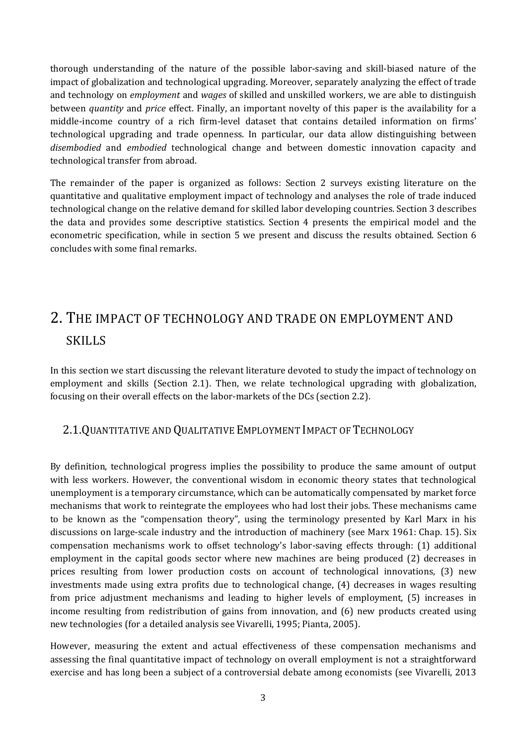thorough understanding of the nature of the possible labor-saving and skill-biased nature of the impact of globalization and technological upgrading. Moreover, separately analyzing the effect of trade and technology on *employment* and *wages* of skilled and unskilled workers, we are able to distinguish between *quantity* and *price* effect. Finally, an important novelty of this paper is the availability for a middle-income country of a rich firm-level dataset that contains detailed information on firms' technological upgrading and trade openness. In particular, our data allow distinguishing between *disembodied* and *embodied* technological change and between domestic innovation capacity and technological transfer from abroad.

The remainder of the paper is organized as follows: Section 2 surveys existing literature on the quantitative and qualitative employment impact of technology and analyses the role of trade induced technological change on the relative demand for skilled labor developing countries. Section 3 describes the data and provides some descriptive statistics. Section 4 presents the empirical model and the econometric specification, while in section 5 we present and discuss the results obtained. Section 6 concludes with some final remarks.

# 2. THE IMPACT OF TECHNOLOGY AND TRADE ON EMPLOYMENT AND SKILLS

In this section we start discussing the relevant literature devoted to study the impact of technology on employment and skills (Section 2.1). Then, we relate technological upgrading with globalization, focusing on their overall effects on the labor-markets of the DCs (section 2.2).

## 2.1. QUANTITATIVE AND QUALITATIVE EMPLOYMENT IMPACT OF TECHNOLOGY

By definition, technological progress implies the possibility to produce the same amount of output with less workers. However, the conventional wisdom in economic theory states that technological unemployment is a temporary circumstance, which can be automatically compensated by market force mechanisms that work to reintegrate the employees who had lost their jobs. These mechanisms came to be known as the "compensation theory", using the terminology presented by Karl Marx in his discussions on large-scale industry and the introduction of machinery (see Marx 1961: Chap. 15). Six compensation mechanisms work to offset technology's labor-saving effects through: (1) additional employment in the capital goods sector where new machines are being produced (2) decreases in prices resulting from lower production costs on account of technological innovations, (3) new investments made using extra profits due to technological change, (4) decreases in wages resulting from price adjustment mechanisms and leading to higher levels of employment, (5) increases in income resulting from redistribution of gains from innovation, and (6) new products created using new technologies (for a detailed analysis see Vivarelli, 1995; Pianta, 2005).

However, measuring the extent and actual effectiveness of these compensation mechanisms and assessing the final quantitative impact of technology on overall employment is not a straightforward exercise and has long been a subject of a controversial debate among economists (see Vivarelli, 2013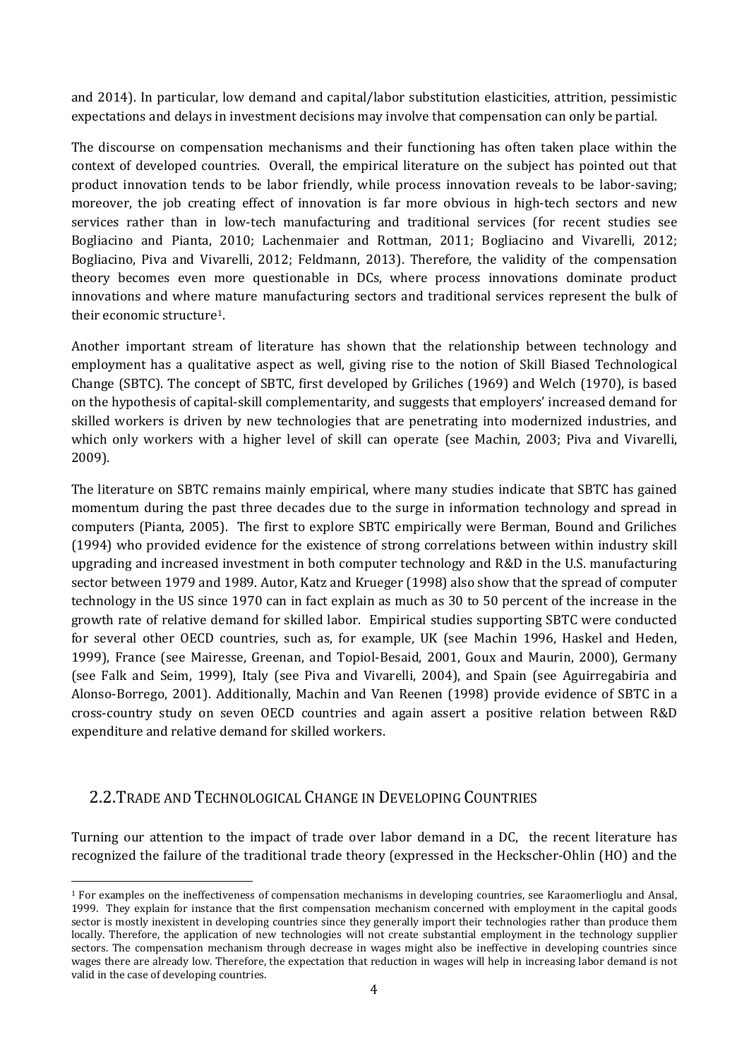and 2014). In particular, low demand and capital/labor substitution elasticities, attrition, pessimistic expectations and delays in investment decisions may involve that compensation can only be partial.

The discourse on compensation mechanisms and their functioning has often taken place within the context of developed countries. Overall, the empirical literature on the subject has pointed out that product innovation tends to be labor friendly, while process innovation reveals to be labor-saving; moreover, the job creating effect of innovation is far more obvious in high-tech sectors and new services rather than in low-tech manufacturing and traditional services (for recent studies see Bogliacino and Pianta, 2010; Lachenmaier and Rottman, 2011; Bogliacino and Vivarelli, 2012; Bogliacino, Piva and Vivarelli, 2012; Feldmann, 2013). Therefore, the validity of the compensation theory becomes even more questionable in DCs, where process innovations dominate product innovations and where mature manufacturing sectors and traditional services represent the bulk of their economic structure[1].

Another important stream of literature has shown that the relationship between technology and employment has a qualitative aspect as well, giving rise to the notion of Skill Biased Technological Change (SBTC). The concept of SBTC, first developed by Griliches (1969) and Welch (1970), is based on the hypothesis of capital-skill complementarity, and suggests that employers' increased demand for skilled workers is driven by new technologies that are penetrating into modernized industries, and which only workers with a higher level of skill can operate (see Machin, 2003; Piva and Vivarelli, 2009).

The literature on SBTC remains mainly empirical, where many studies indicate that SBTC has gained momentum during the past three decades due to the surge in information technology and spread in computers (Pianta, 2005). The first to explore SBTC empirically were Berman, Bound and Griliches (1994) who provided evidence for the existence of strong correlations between within industry skill upgrading and increased investment in both computer technology and R&D in the U.S. manufacturing sector between 1979 and 1989. Autor, Katz and Krueger (1998) also show that the spread of computer technology in the US since 1970 can in fact explain as much as 30 to 50 percent of the increase in the growth rate of relative demand for skilled labor. Empirical studies supporting SBTC were conducted for several other OECD countries, such as, for example, UK (see Machin 1996, Haskel and Heden, 1999), France (see Mairesse, Greenan, and Topiol-Besaid, 2001, Goux and Maurin, 2000), Germany (see Falk and Seim, 1999), Italy (see Piva and Vivarelli, 2004), and Spain (see Aguirregabiria and Alonso-Borrego, 2001). Additionally, Machin and Van Reenen (1998) provide evidence of SBTC in a cross-country study on seven OECD countries and again assert a positive relation between R&D expenditure and relative demand for skilled workers.

## 2.2. Trade and Technological Change in Developing Countries

Turning our attention to the impact of trade over labor demand in a DC, the recent literature has recognized the failure of the traditional trade theory (expressed in the Heckscher-Ohlin (HO) and the

---

[1] For examples on the ineffectiveness of compensation mechanisms in developing countries, see Karaomerlioglu and Ansal, 1999. They explain for instance that the first compensation mechanism concerned with employment in the capital goods sector is mostly inexistent in developing countries since they generally import their technologies rather than produce them locally. Therefore, the application of new technologies will not create substantial employment in the technology supplier sectors. The compensation mechanism through decrease in wages might also be ineffective in developing countries since wages there are already low. Therefore, the expectation that reduction in wages will help in increasing labor demand is not valid in the case of developing countries.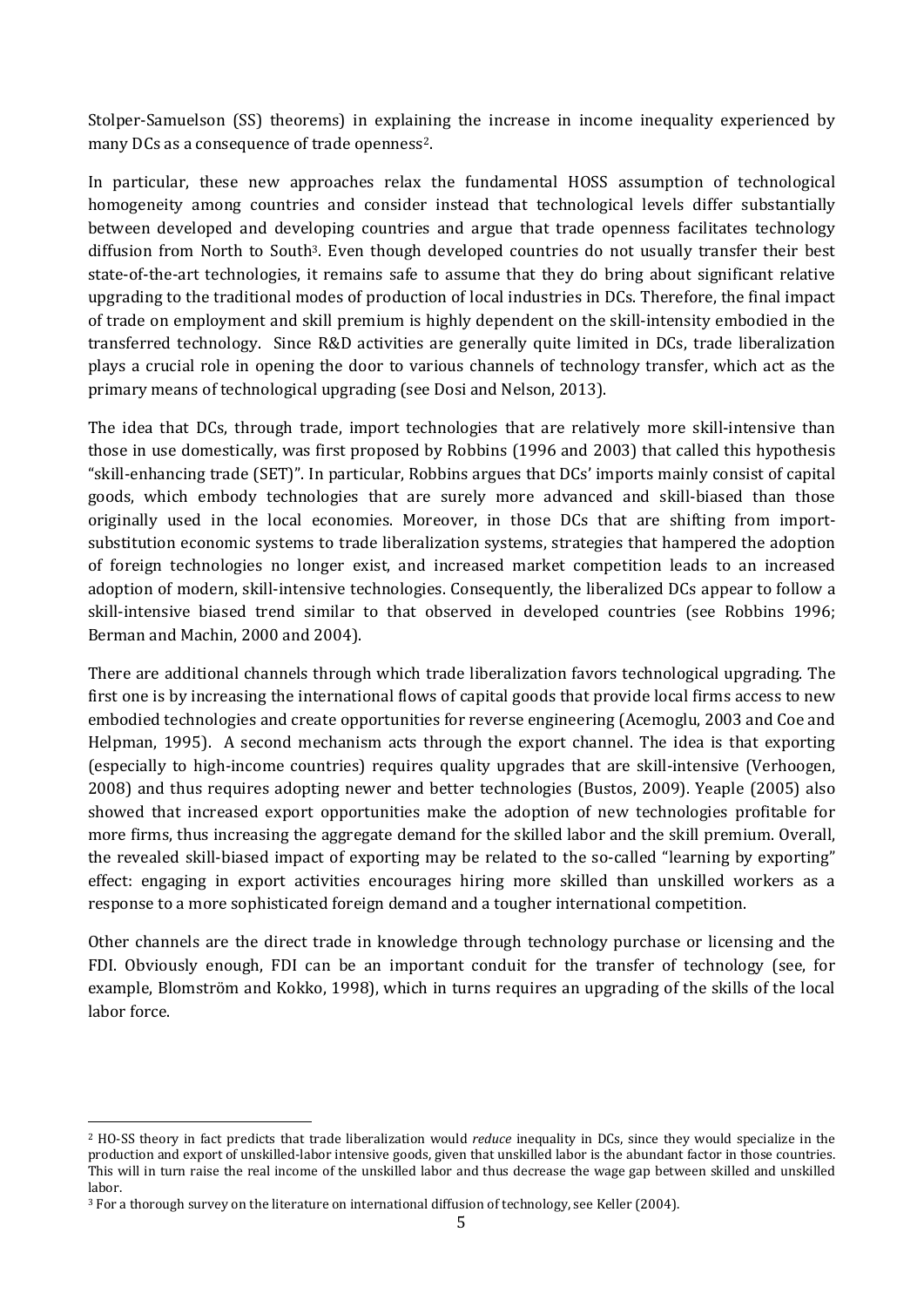Stolper-Samuelson (SS) theorems) in explaining the increase in income inequality experienced by many DCs as a consequence of trade openness[2].

In particular, these new approaches relax the fundamental HOSS assumption of technological homogeneity among countries and consider instead that technological levels differ substantially between developed and developing countries and argue that trade openness facilitates technology diffusion from North to South[3]. Even though developed countries do not usually transfer their best state-of-the-art technologies, it remains safe to assume that they do bring about significant relative upgrading to the traditional modes of production of local industries in DCs. Therefore, the final impact of trade on employment and skill premium is highly dependent on the skill-intensity embodied in the transferred technology. Since R&D activities are generally quite limited in DCs, trade liberalization plays a crucial role in opening the door to various channels of technology transfer, which act as the primary means of technological upgrading (see Dosi and Nelson, 2013).

The idea that DCs, through trade, import technologies that are relatively more skill-intensive than those in use domestically, was first proposed by Robbins (1996 and 2003) that called this hypothesis "skill-enhancing trade (SET)". In particular, Robbins argues that DCs' imports mainly consist of capital goods, which embody technologies that are surely more advanced and skill-biased than those originally used in the local economies. Moreover, in those DCs that are shifting from import-substitution economic systems to trade liberalization systems, strategies that hampered the adoption of foreign technologies no longer exist, and increased market competition leads to an increased adoption of modern, skill-intensive technologies. Consequently, the liberalized DCs appear to follow a skill-intensive biased trend similar to that observed in developed countries (see Robbins 1996; Berman and Machin, 2000 and 2004).

There are additional channels through which trade liberalization favors technological upgrading. The first one is by increasing the international flows of capital goods that provide local firms access to new embodied technologies and create opportunities for reverse engineering (Acemoglu, 2003 and Coe and Helpman, 1995). A second mechanism acts through the export channel. The idea is that exporting (especially to high-income countries) requires quality upgrades that are skill-intensive (Verhoogen, 2008) and thus requires adopting newer and better technologies (Bustos, 2009). Yeaple (2005) also showed that increased export opportunities make the adoption of new technologies profitable for more firms, thus increasing the aggregate demand for the skilled labor and the skill premium. Overall, the revealed skill-biased impact of exporting may be related to the so-called "learning by exporting" effect: engaging in export activities encourages hiring more skilled than unskilled workers as a response to a more sophisticated foreign demand and a tougher international competition.

Other channels are the direct trade in knowledge through technology purchase or licensing and the FDI. Obviously enough, FDI can be an important conduit for the transfer of technology (see, for example, Blomström and Kokko, 1998), which in turns requires an upgrading of the skills of the local labor force.

---

[2] HO-SS theory in fact predicts that trade liberalization would *reduce* inequality in DCs, since they would specialize in the production and export of unskilled-labor intensive goods, given that unskilled labor is the abundant factor in those countries. This will in turn raise the real income of the unskilled labor and thus decrease the wage gap between skilled and unskilled labor.

[3] For a thorough survey on the literature on international diffusion of technology, see Keller (2004).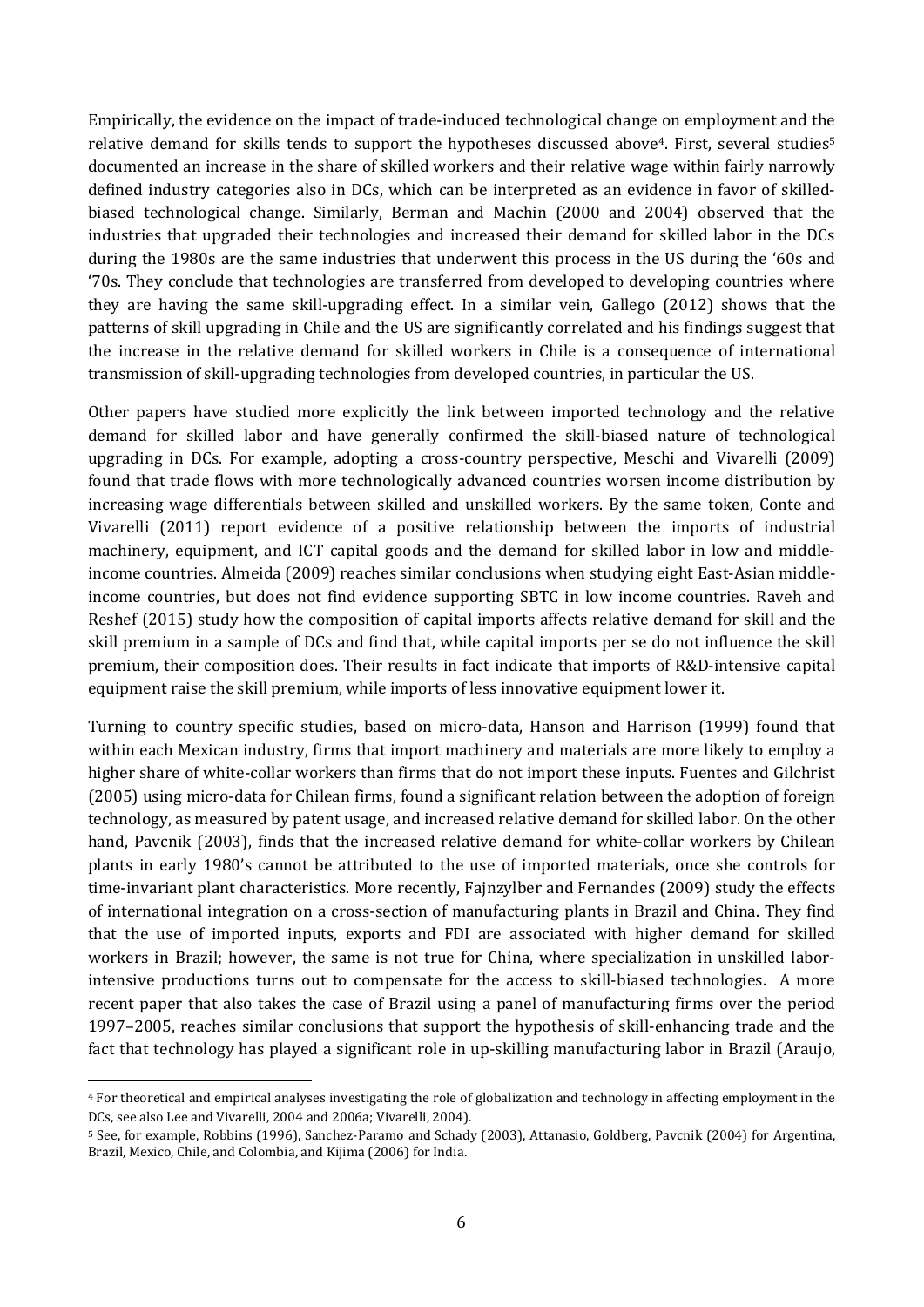Empirically, the evidence on the impact of trade-induced technological change on employment and the relative demand for skills tends to support the hypotheses discussed above[4]. First, several studies[5] documented an increase in the share of skilled workers and their relative wage within fairly narrowly defined industry categories also in DCs, which can be interpreted as an evidence in favor of skilled-biased technological change. Similarly, Berman and Machin (2000 and 2004) observed that the industries that upgraded their technologies and increased their demand for skilled labor in the DCs during the 1980s are the same industries that underwent this process in the US during the '60s and '70s. They conclude that technologies are transferred from developed to developing countries where they are having the same skill-upgrading effect. In a similar vein, Gallego (2012) shows that the patterns of skill upgrading in Chile and the US are significantly correlated and his findings suggest that the increase in the relative demand for skilled workers in Chile is a consequence of international transmission of skill-upgrading technologies from developed countries, in particular the US.

Other papers have studied more explicitly the link between imported technology and the relative demand for skilled labor and have generally confirmed the skill-biased nature of technological upgrading in DCs. For example, adopting a cross-country perspective, Meschi and Vivarelli (2009) found that trade flows with more technologically advanced countries worsen income distribution by increasing wage differentials between skilled and unskilled workers. By the same token, Conte and Vivarelli (2011) report evidence of a positive relationship between the imports of industrial machinery, equipment, and ICT capital goods and the demand for skilled labor in low and middle-income countries. Almeida (2009) reaches similar conclusions when studying eight East-Asian middle-income countries, but does not find evidence supporting SBTC in low income countries. Raveh and Reshef (2015) study how the composition of capital imports affects relative demand for skill and the skill premium in a sample of DCs and find that, while capital imports per se do not influence the skill premium, their composition does. Their results in fact indicate that imports of R&D-intensive capital equipment raise the skill premium, while imports of less innovative equipment lower it.

Turning to country specific studies, based on micro-data, Hanson and Harrison (1999) found that within each Mexican industry, firms that import machinery and materials are more likely to employ a higher share of white-collar workers than firms that do not import these inputs. Fuentes and Gilchrist (2005) using micro-data for Chilean firms, found a significant relation between the adoption of foreign technology, as measured by patent usage, and increased relative demand for skilled labor. On the other hand, Pavcnik (2003), finds that the increased relative demand for white-collar workers by Chilean plants in early 1980's cannot be attributed to the use of imported materials, once she controls for time-invariant plant characteristics. More recently, Fajnzylber and Fernandes (2009) study the effects of international integration on a cross-section of manufacturing plants in Brazil and China. They find that the use of imported inputs, exports and FDI are associated with higher demand for skilled workers in Brazil; however, the same is not true for China, where specialization in unskilled labor-intensive productions turns out to compensate for the access to skill-biased technologies. A more recent paper that also takes the case of Brazil using a panel of manufacturing firms over the period 1997–2005, reaches similar conclusions that support the hypothesis of skill-enhancing trade and the fact that technology has played a significant role in up-skilling manufacturing labor in Brazil (Araujo,

---

[4] For theoretical and empirical analyses investigating the role of globalization and technology in affecting employment in the DCs, see also Lee and Vivarelli, 2004 and 2006a; Vivarelli, 2004).

[5] See, for example, Robbins (1996), Sanchez-Paramo and Schady (2003), Attanasio, Goldberg, Pavcnik (2004) for Argentina, Brazil, Mexico, Chile, and Colombia, and Kijima (2006) for India.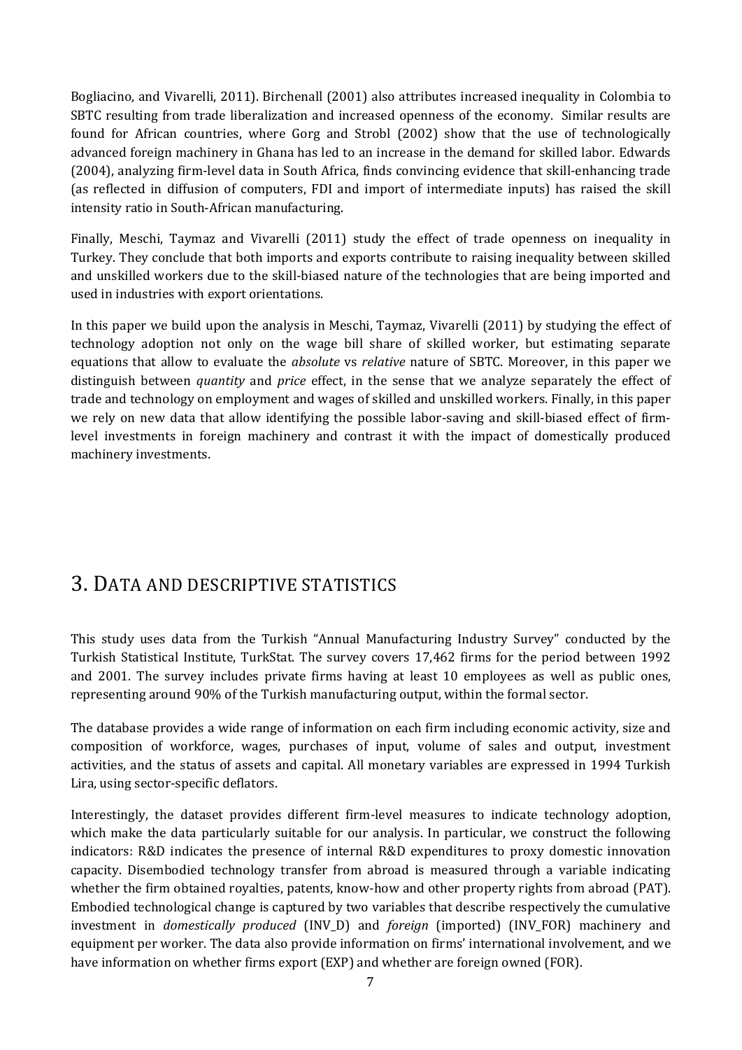Bogliacino, and Vivarelli, 2011). Birchenall (2001) also attributes increased inequality in Colombia to SBTC resulting from trade liberalization and increased openness of the economy. Similar results are found for African countries, where Gorg and Strobl (2002) show that the use of technologically advanced foreign machinery in Ghana has led to an increase in the demand for skilled labor. Edwards (2004), analyzing firm-level data in South Africa, finds convincing evidence that skill-enhancing trade (as reflected in diffusion of computers, FDI and import of intermediate inputs) has raised the skill intensity ratio in South-African manufacturing.

Finally, Meschi, Taymaz and Vivarelli (2011) study the effect of trade openness on inequality in Turkey. They conclude that both imports and exports contribute to raising inequality between skilled and unskilled workers due to the skill-biased nature of the technologies that are being imported and used in industries with export orientations.

In this paper we build upon the analysis in Meschi, Taymaz, Vivarelli (2011) by studying the effect of technology adoption not only on the wage bill share of skilled worker, but estimating separate equations that allow to evaluate the *absolute* vs *relative* nature of SBTC. Moreover, in this paper we distinguish between *quantity* and *price* effect, in the sense that we analyze separately the effect of trade and technology on employment and wages of skilled and unskilled workers. Finally, in this paper we rely on new data that allow identifying the possible labor-saving and skill-biased effect of firm-level investments in foreign machinery and contrast it with the impact of domestically produced machinery investments.

# 3. DATA AND DESCRIPTIVE STATISTICS

This study uses data from the Turkish "Annual Manufacturing Industry Survey" conducted by the Turkish Statistical Institute, TurkStat. The survey covers 17,462 firms for the period between 1992 and 2001. The survey includes private firms having at least 10 employees as well as public ones, representing around 90% of the Turkish manufacturing output, within the formal sector.

The database provides a wide range of information on each firm including economic activity, size and composition of workforce, wages, purchases of input, volume of sales and output, investment activities, and the status of assets and capital. All monetary variables are expressed in 1994 Turkish Lira, using sector-specific deflators.

Interestingly, the dataset provides different firm-level measures to indicate technology adoption, which make the data particularly suitable for our analysis. In particular, we construct the following indicators: R&D indicates the presence of internal R&D expenditures to proxy domestic innovation capacity. Disembodied technology transfer from abroad is measured through a variable indicating whether the firm obtained royalties, patents, know-how and other property rights from abroad (PAT). Embodied technological change is captured by two variables that describe respectively the cumulative investment in *domestically produced* (INV_D) and *foreign* (imported) (INV_FOR) machinery and equipment per worker. The data also provide information on firms' international involvement, and we have information on whether firms export (EXP) and whether are foreign owned (FOR).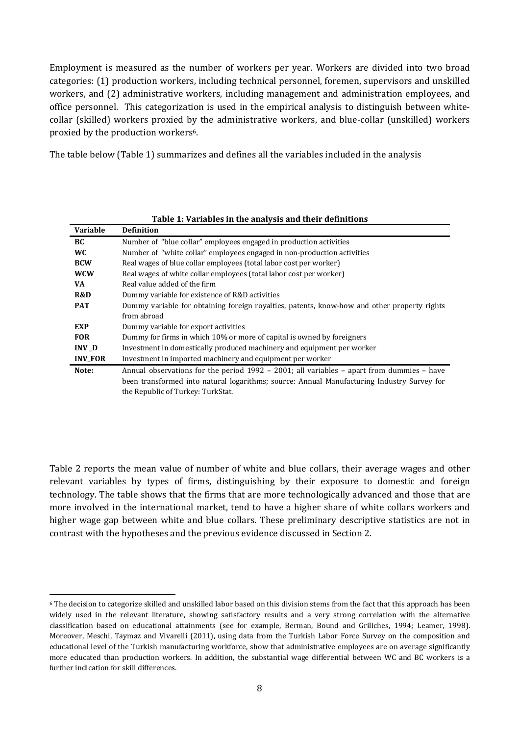Employment is measured as the number of workers per year. Workers are divided into two broad categories: (1) production workers, including technical personnel, foremen, supervisors and unskilled workers, and (2) administrative workers, including management and administration employees, and office personnel. This categorization is used in the empirical analysis to distinguish between white-collar (skilled) workers proxied by the administrative workers, and blue-collar (unskilled) workers proxied by the production workers[6].

The table below (Table 1) summarizes and defines all the variables included in the analysis

**Table 1: Variables in the analysis and their definitions**

| Variable | Definition |
|---|---|
| **BC** | Number of "blue collar" employees engaged in production activities |
| **WC** | Number of "white collar" employees engaged in non-production activities |
| **BCW** | Real wages of blue collar employees (total labor cost per worker) |
| **WCW** | Real wages of white collar employees (total labor cost per worker) |
| **VA** | Real value added of the firm |
| **R&D** | Dummy variable for existence of R&D activities |
| **PAT** | Dummy variable for obtaining foreign royalties, patents, know-how and other property rights from abroad |
| **EXP** | Dummy variable for export activities |
| **FOR** | Dummy for firms in which 10% or more of capital is owned by foreigners |
| **INV_D** | Investment in domestically produced machinery and equipment per worker |
| **INV_FOR** | Investment in imported machinery and equipment per worker |
| **Note:** | Annual observations for the period 1992 – 2001; all variables – apart from dummies – have been transformed into natural logarithms; source: Annual Manufacturing Industry Survey for the Republic of Turkey: TurkStat. |

Table 2 reports the mean value of number of white and blue collars, their average wages and other relevant variables by types of firms, distinguishing by their exposure to domestic and foreign technology. The table shows that the firms that are more technologically advanced and those that are more involved in the international market, tend to have a higher share of white collars workers and higher wage gap between white and blue collars. These preliminary descriptive statistics are not in contrast with the hypotheses and the previous evidence discussed in Section 2.

[6] The decision to categorize skilled and unskilled labor based on this division stems from the fact that this approach has been widely used in the relevant literature, showing satisfactory results and a very strong correlation with the alternative classification based on educational attainments (see for example, Berman, Bound and Griliches, 1994; Leamer, 1998). Moreover, Meschi, Taymaz and Vivarelli (2011), using data from the Turkish Labor Force Survey on the composition and educational level of the Turkish manufacturing workforce, show that administrative employees are on average significantly more educated than production workers. In addition, the substantial wage differential between WC and BC workers is a further indication for skill differences.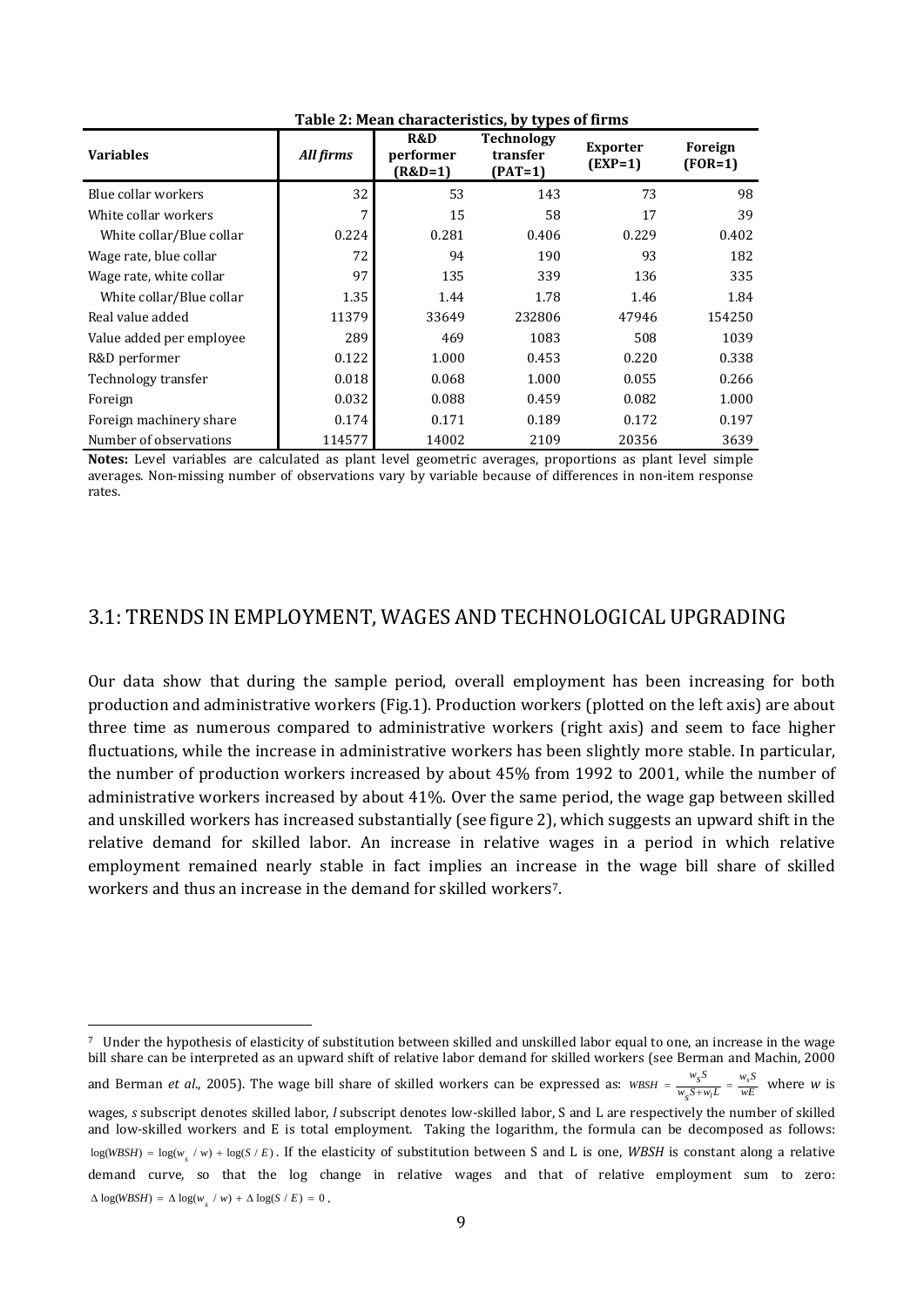**Table 2: Mean characteristics, by types of firms**

| Variables | *All firms* | R&D performer (R&D=1) | Technology transfer (PAT=1) | Exporter (EXP=1) | Foreign (FOR=1) |
|---|---|---|---|---|---|
| Blue collar workers | 32 | 53 | 143 | 73 | 98 |
| White collar workers | 7 | 15 | 58 | 17 | 39 |
| White collar/Blue collar | 0.224 | 0.281 | 0.406 | 0.229 | 0.402 |
| Wage rate, blue collar | 72 | 94 | 190 | 93 | 182 |
| Wage rate, white collar | 97 | 135 | 339 | 136 | 335 |
| White collar/Blue collar | 1.35 | 1.44 | 1.78 | 1.46 | 1.84 |
| Real value added | 11379 | 33649 | 232806 | 47946 | 154250 |
| Value added per employee | 289 | 469 | 1083 | 508 | 1039 |
| R&D performer | 0.122 | 1.000 | 0.453 | 0.220 | 0.338 |
| Technology transfer | 0.018 | 0.068 | 1.000 | 0.055 | 0.266 |
| Foreign | 0.032 | 0.088 | 0.459 | 0.082 | 1.000 |
| Foreign machinery share | 0.174 | 0.171 | 0.189 | 0.172 | 0.197 |
| Number of observations | 114577 | 14002 | 2109 | 20356 | 3639 |

**Notes:** Level variables are calculated as plant level geometric averages, proportions as plant level simple averages. Non-missing number of observations vary by variable because of differences in non-item response rates.

## 3.1: TRENDS IN EMPLOYMENT, WAGES AND TECHNOLOGICAL UPGRADING

Our data show that during the sample period, overall employment has been increasing for both production and administrative workers (Fig.1). Production workers (plotted on the left axis) are about three time as numerous compared to administrative workers (right axis) and seem to face higher fluctuations, while the increase in administrative workers has been slightly more stable. In particular, the number of production workers increased by about 45% from 1992 to 2001, while the number of administrative workers increased by about 41%. Over the same period, the wage gap between skilled and unskilled workers has increased substantially (see figure 2), which suggests an upward shift in the relative demand for skilled labor. An increase in relative wages in a period in which relative employment remained nearly stable in fact implies an increase in the wage bill share of skilled workers and thus an increase in the demand for skilled workers[7].

[7] Under the hypothesis of elasticity of substitution between skilled and unskilled labor equal to one, an increase in the wage bill share can be interpreted as an upward shift of relative labor demand for skilled workers (see Berman and Machin, 2000 and Berman *et al.*, 2005). The wage bill share of skilled workers can be expressed as: $WBSH = \frac{w_S S}{w_S S + w_l L} = \frac{w_s S}{wE}$ where *w* is wages, *s* subscript denotes skilled labor, *l* subscript denotes low-skilled labor, S and L are respectively the number of skilled and low-skilled workers and E is total employment. Taking the logarithm, the formula can be decomposed as follows: $\log(WBSH) = \log(w_s / w) + \log(S / E)$. If the elasticity of substitution between S and L is one, *WBSH* is constant along a relative demand curve, so that the log change in relative wages and that of relative employment sum to zero: $\Delta \log(WBSH) = \Delta \log(w_s / w) + \Delta \log(S / E) = 0$.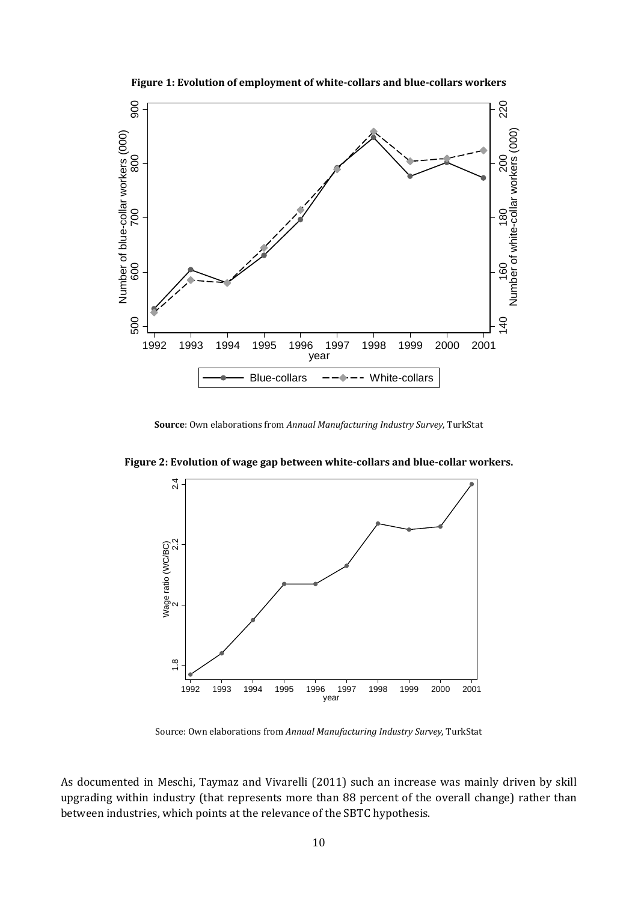**Figure 1: Evolution of employment of white-collars and blue-collars workers**

**Source**: Own elaborations from *Annual Manufacturing Industry Survey*, TurkStat

**Figure 2: Evolution of wage gap between white-collars and blue-collar workers.**

Source: Own elaborations from *Annual Manufacturing Industry Survey*, TurkStat

As documented in Meschi, Taymaz and Vivarelli (2011) such an increase was mainly driven by skill upgrading within industry (that represents more than 88 percent of the overall change) rather than between industries, which points at the relevance of the SBTC hypothesis.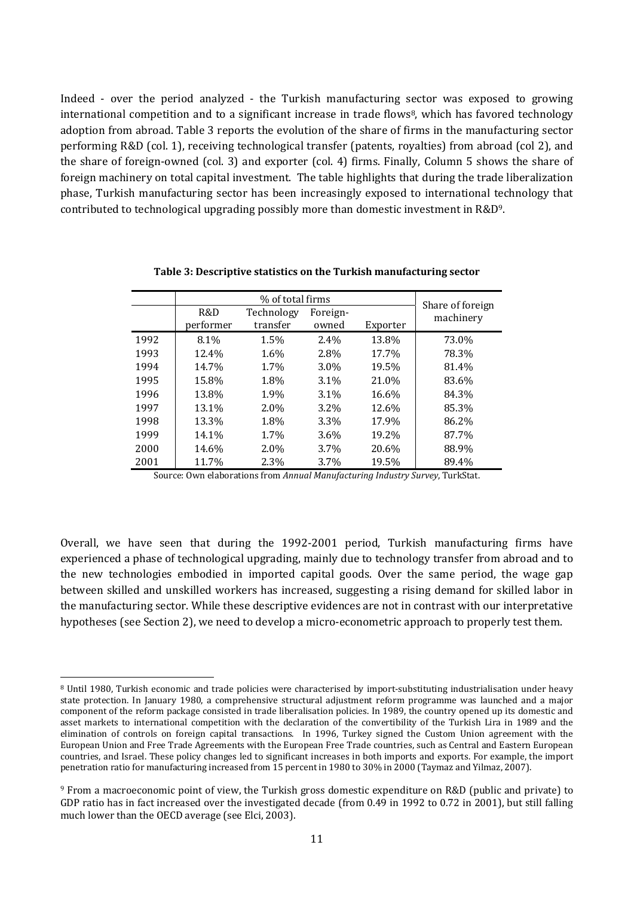Indeed - over the period analyzed - the Turkish manufacturing sector was exposed to growing international competition and to a significant increase in trade flows[8], which has favored technology adoption from abroad. Table 3 reports the evolution of the share of firms in the manufacturing sector performing R&D (col. 1), receiving technological transfer (patents, royalties) from abroad (col 2), and the share of foreign-owned (col. 3) and exporter (col. 4) firms. Finally, Column 5 shows the share of foreign machinery on total capital investment. The table highlights that during the trade liberalization phase, Turkish manufacturing sector has been increasingly exposed to international technology that contributed to technological upgrading possibly more than domestic investment in R&D[9].

**Table 3: Descriptive statistics on the Turkish manufacturing sector**

| | % of total firms | | | | Share of foreign machinery |
|---|---|---|---|---|---|
| | R&D performer | Technology transfer | Foreign-owned | Exporter | |
| 1992 | 8.1% | 1.5% | 2.4% | 13.8% | 73.0% |
| 1993 | 12.4% | 1.6% | 2.8% | 17.7% | 78.3% |
| 1994 | 14.7% | 1.7% | 3.0% | 19.5% | 81.4% |
| 1995 | 15.8% | 1.8% | 3.1% | 21.0% | 83.6% |
| 1996 | 13.8% | 1.9% | 3.1% | 16.6% | 84.3% |
| 1997 | 13.1% | 2.0% | 3.2% | 12.6% | 85.3% |
| 1998 | 13.3% | 1.8% | 3.3% | 17.9% | 86.2% |
| 1999 | 14.1% | 1.7% | 3.6% | 19.2% | 87.7% |
| 2000 | 14.6% | 2.0% | 3.7% | 20.6% | 88.9% |
| 2001 | 11.7% | 2.3% | 3.7% | 19.5% | 89.4% |

Source: Own elaborations from *Annual Manufacturing Industry Survey*, TurkStat.

Overall, we have seen that during the 1992-2001 period, Turkish manufacturing firms have experienced a phase of technological upgrading, mainly due to technology transfer from abroad and to the new technologies embodied in imported capital goods. Over the same period, the wage gap between skilled and unskilled workers has increased, suggesting a rising demand for skilled labor in the manufacturing sector. While these descriptive evidences are not in contrast with our interpretative hypotheses (see Section 2), we need to develop a micro-econometric approach to properly test them.

---

[8] Until 1980, Turkish economic and trade policies were characterised by import-substituting industrialisation under heavy state protection. In January 1980, a comprehensive structural adjustment reform programme was launched and a major component of the reform package consisted in trade liberalisation policies. In 1989, the country opened up its domestic and asset markets to international competition with the declaration of the convertibility of the Turkish Lira in 1989 and the elimination of controls on foreign capital transactions. In 1996, Turkey signed the Custom Union agreement with the European Union and Free Trade Agreements with the European Free Trade countries, such as Central and Eastern European countries, and Israel. These policy changes led to significant increases in both imports and exports. For example, the import penetration ratio for manufacturing increased from 15 percent in 1980 to 30% in 2000 (Taymaz and Yilmaz, 2007).

[9] From a macroeconomic point of view, the Turkish gross domestic expenditure on R&D (public and private) to GDP ratio has in fact increased over the investigated decade (from 0.49 in 1992 to 0.72 in 2001), but still falling much lower than the OECD average (see Elci, 2003).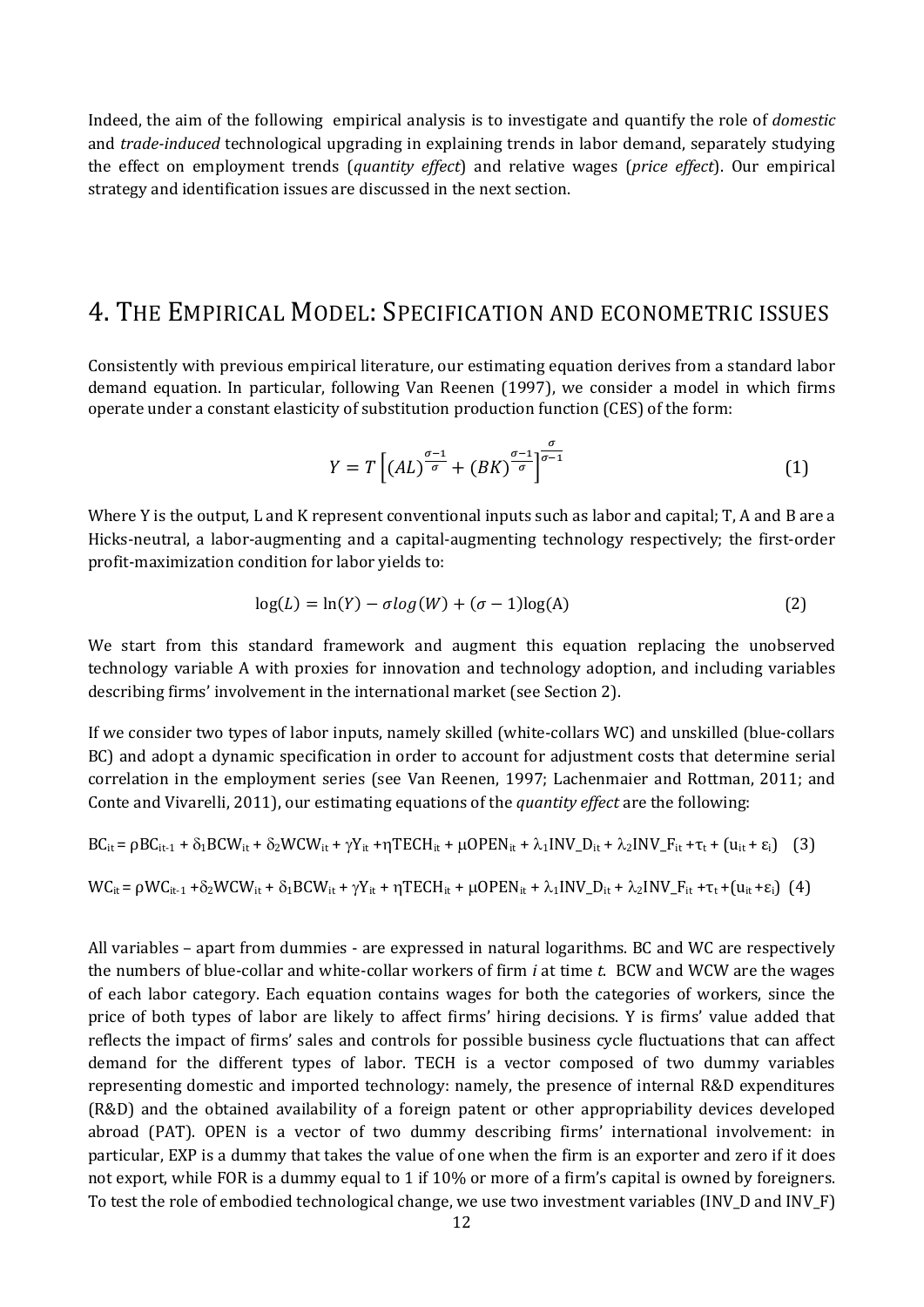Indeed, the aim of the following empirical analysis is to investigate and quantify the role of *domestic* and *trade-induced* technological upgrading in explaining trends in labor demand, separately studying the effect on employment trends (*quantity effect*) and relative wages (*price effect*). Our empirical strategy and identification issues are discussed in the next section.

# 4. The Empirical Model: Specification and econometric issues

Consistently with previous empirical literature, our estimating equation derives from a standard labor demand equation. In particular, following Van Reenen (1997), we consider a model in which firms operate under a constant elasticity of substitution production function (CES) of the form:

$$Y = T\left[(AL)^{\frac{\sigma-1}{\sigma}} + (BK)^{\frac{\sigma-1}{\sigma}}\right]^{\frac{\sigma}{\sigma-1}} \quad (1)$$

Where Y is the output, L and K represent conventional inputs such as labor and capital; T, A and B are a Hicks-neutral, a labor-augmenting and a capital-augmenting technology respectively; the first-order profit-maximization condition for labor yields to:

$$\log(L) = \ln(Y) - \sigma log(W) + (\sigma - 1)\log(\mathrm{A}) \quad (2)$$

We start from this standard framework and augment this equation replacing the unobserved technology variable A with proxies for innovation and technology adoption, and including variables describing firms' involvement in the international market (see Section 2).

If we consider two types of labor inputs, namely skilled (white-collars WC) and unskilled (blue-collars BC) and adopt a dynamic specification in order to account for adjustment costs that determine serial correlation in the employment series (see Van Reenen, 1997; Lachenmaier and Rottman, 2011; and Conte and Vivarelli, 2011), our estimating equations of the *quantity effect* are the following:

$$BC_{it} = \rho BC_{it-1} + \delta_1 BCW_{it} + \delta_2 WCW_{it} + \gamma Y_{it} + \eta TECH_{it} + \mu OPEN_{it} + \lambda_1 INV\_D_{it} + \lambda_2 INV\_F_{it} + \tau_t + (u_{it} + \varepsilon_i) \quad (3)$$

$$WC_{it} = \rho WC_{it-1} + \delta_2 WCW_{it} + \delta_1 BCW_{it} + \gamma Y_{it} + \eta TECH_{it} + \mu OPEN_{it} + \lambda_1 INV\_D_{it} + \lambda_2 INV\_F_{it} + \tau_t + (u_{it} + \varepsilon_i) \quad (4)$$

All variables – apart from dummies - are expressed in natural logarithms. BC and WC are respectively the numbers of blue-collar and white-collar workers of firm *i* at time *t*. BCW and WCW are the wages of each labor category. Each equation contains wages for both the categories of workers, since the price of both types of labor are likely to affect firms' hiring decisions. Y is firms' value added that reflects the impact of firms' sales and controls for possible business cycle fluctuations that can affect demand for the different types of labor. TECH is a vector composed of two dummy variables representing domestic and imported technology: namely, the presence of internal R&D expenditures (R&D) and the obtained availability of a foreign patent or other appropriability devices developed abroad (PAT). OPEN is a vector of two dummy describing firms' international involvement: in particular, EXP is a dummy that takes the value of one when the firm is an exporter and zero if it does not export, while FOR is a dummy equal to 1 if 10% or more of a firm's capital is owned by foreigners. To test the role of embodied technological change, we use two investment variables (INV_D and INV_F)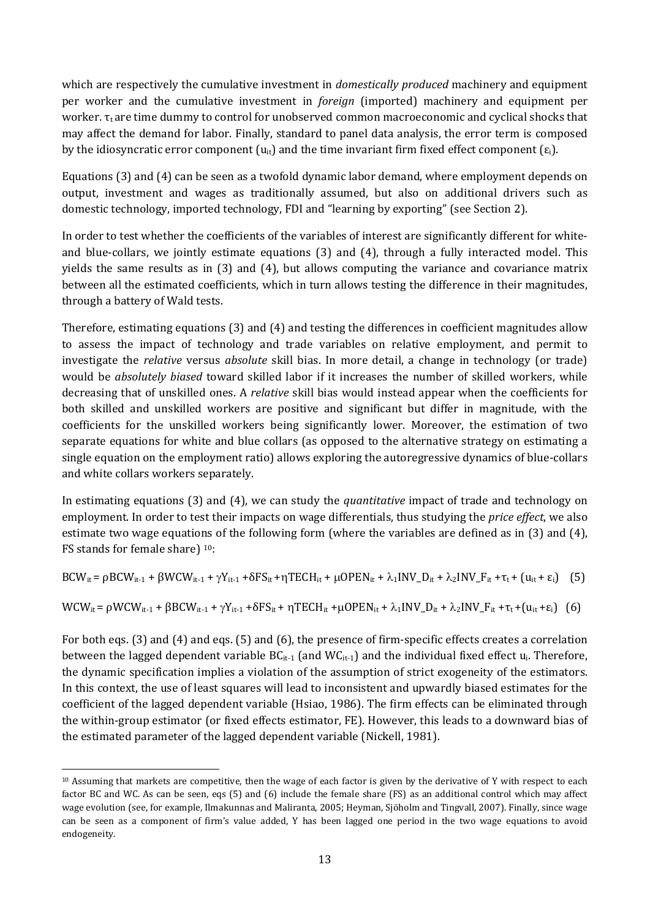which are respectively the cumulative investment in *domestically produced* machinery and equipment per worker and the cumulative investment in *foreign* (imported) machinery and equipment per worker. $\tau_t$ are time dummy to control for unobserved common macroeconomic and cyclical shocks that may affect the demand for labor. Finally, standard to panel data analysis, the error term is composed by the idiosyncratic error component ($u_{it}$) and the time invariant firm fixed effect component ($\varepsilon_i$).

Equations (3) and (4) can be seen as a twofold dynamic labor demand, where employment depends on output, investment and wages as traditionally assumed, but also on additional drivers such as domestic technology, imported technology, FDI and "learning by exporting" (see Section 2).

In order to test whether the coefficients of the variables of interest are significantly different for white- and blue-collars, we jointly estimate equations (3) and (4), through a fully interacted model. This yields the same results as in (3) and (4), but allows computing the variance and covariance matrix between all the estimated coefficients, which in turn allows testing the difference in their magnitudes, through a battery of Wald tests.

Therefore, estimating equations (3) and (4) and testing the differences in coefficient magnitudes allow to assess the impact of technology and trade variables on relative employment, and permit to investigate the *relative* versus *absolute* skill bias. In more detail, a change in technology (or trade) would be *absolutely biased* toward skilled labor if it increases the number of skilled workers, while decreasing that of unskilled ones. A *relative* skill bias would instead appear when the coefficients for both skilled and unskilled workers are positive and significant but differ in magnitude, with the coefficients for the unskilled workers being significantly lower. Moreover, the estimation of two separate equations for white and blue collars (as opposed to the alternative strategy on estimating a single equation on the employment ratio) allows exploring the autoregressive dynamics of blue-collars and white collars workers separately.

In estimating equations (3) and (4), we can study the *quantitative* impact of trade and technology on employment. In order to test their impacts on wage differentials, thus studying the *price effect*, we also estimate two wage equations of the following form (where the variables are defined as in (3) and (4), FS stands for female share) [10]:

$$BCW_{it} = \rho BCW_{it-1} + \beta WCW_{it-1} + \gamma Y_{it-1} + \delta FS_{it} + \eta TECH_{it} + \mu OPEN_{it} + \lambda_1 INV\_D_{it} + \lambda_2 INV\_F_{it} + \tau_t + (u_{it} + \varepsilon_i) \quad (5)$$

$$WCW_{it} = \rho WCW_{it-1} + \beta BCW_{it-1} + \gamma Y_{it-1} + \delta FS_{it} + \eta TECH_{it} + \mu OPEN_{it} + \lambda_1 INV\_D_{it} + \lambda_2 INV\_F_{it} + \tau_t + (u_{it} + \varepsilon_i) \quad (6)$$

For both eqs. (3) and (4) and eqs. (5) and (6), the presence of firm-specific effects creates a correlation between the lagged dependent variable $BC_{it-1}$ (and $WC_{it-1}$) and the individual fixed effect $u_i$. Therefore, the dynamic specification implies a violation of the assumption of strict exogeneity of the estimators. In this context, the use of least squares will lead to inconsistent and upwardly biased estimates for the coefficient of the lagged dependent variable (Hsiao, 1986). The firm effects can be eliminated through the within-group estimator (or fixed effects estimator, FE). However, this leads to a downward bias of the estimated parameter of the lagged dependent variable (Nickell, 1981).

---

[10] Assuming that markets are competitive, then the wage of each factor is given by the derivative of Y with respect to each factor BC and WC. As can be seen, eqs (5) and (6) include the female share (FS) as an additional control which may affect wage evolution (see, for example, Ilmakunnas and Maliranta, 2005; Heyman, Sjöholm and Tingvall, 2007). Finally, since wage can be seen as a component of firm's value added, Y has been lagged one period in the two wage equations to avoid endogeneity.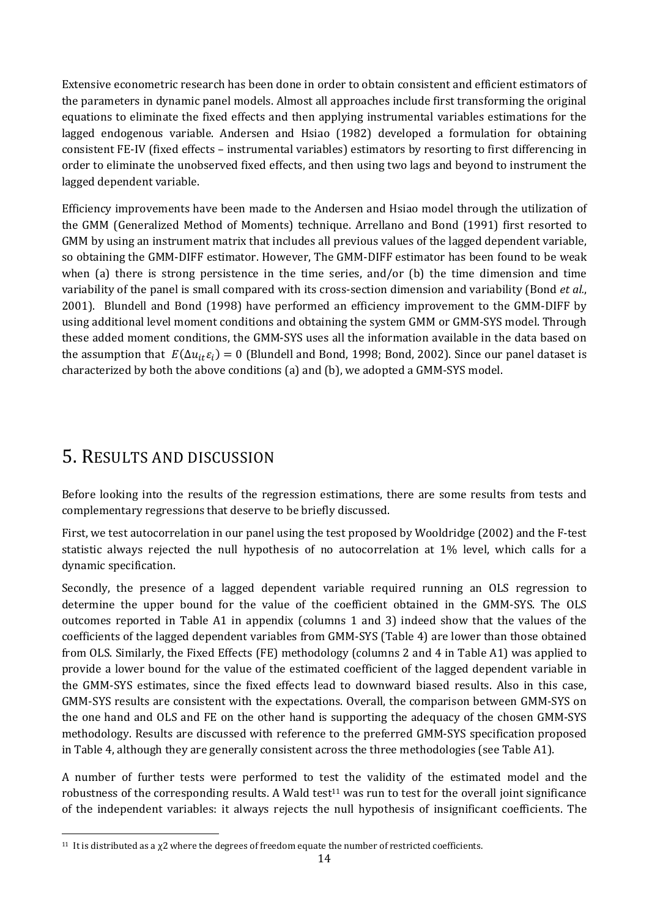Extensive econometric research has been done in order to obtain consistent and efficient estimators of the parameters in dynamic panel models. Almost all approaches include first transforming the original equations to eliminate the fixed effects and then applying instrumental variables estimations for the lagged endogenous variable. Andersen and Hsiao (1982) developed a formulation for obtaining consistent FE-IV (fixed effects – instrumental variables) estimators by resorting to first differencing in order to eliminate the unobserved fixed effects, and then using two lags and beyond to instrument the lagged dependent variable.

Efficiency improvements have been made to the Andersen and Hsiao model through the utilization of the GMM (Generalized Method of Moments) technique. Arrellano and Bond (1991) first resorted to GMM by using an instrument matrix that includes all previous values of the lagged dependent variable, so obtaining the GMM-DIFF estimator. However, The GMM-DIFF estimator has been found to be weak when (a) there is strong persistence in the time series, and/or (b) the time dimension and time variability of the panel is small compared with its cross-section dimension and variability (Bond *et al.*, 2001). Blundell and Bond (1998) have performed an efficiency improvement to the GMM-DIFF by using additional level moment conditions and obtaining the system GMM or GMM-SYS model. Through these added moment conditions, the GMM-SYS uses all the information available in the data based on the assumption that $E(\Delta u_{it}\varepsilon_i) = 0$ (Blundell and Bond, 1998; Bond, 2002). Since our panel dataset is characterized by both the above conditions (a) and (b), we adopted a GMM-SYS model.

# 5. Results and discussion

Before looking into the results of the regression estimations, there are some results from tests and complementary regressions that deserve to be briefly discussed.

First, we test autocorrelation in our panel using the test proposed by Wooldridge (2002) and the F-test statistic always rejected the null hypothesis of no autocorrelation at 1% level, which calls for a dynamic specification.

Secondly, the presence of a lagged dependent variable required running an OLS regression to determine the upper bound for the value of the coefficient obtained in the GMM-SYS. The OLS outcomes reported in Table A1 in appendix (columns 1 and 3) indeed show that the values of the coefficients of the lagged dependent variables from GMM-SYS (Table 4) are lower than those obtained from OLS. Similarly, the Fixed Effects (FE) methodology (columns 2 and 4 in Table A1) was applied to provide a lower bound for the value of the estimated coefficient of the lagged dependent variable in the GMM-SYS estimates, since the fixed effects lead to downward biased results. Also in this case, GMM-SYS results are consistent with the expectations. Overall, the comparison between GMM-SYS on the one hand and OLS and FE on the other hand is supporting the adequacy of the chosen GMM-SYS methodology. Results are discussed with reference to the preferred GMM-SYS specification proposed in Table 4, although they are generally consistent across the three methodologies (see Table A1).

A number of further tests were performed to test the validity of the estimated model and the robustness of the corresponding results. A Wald test[11] was run to test for the overall joint significance of the independent variables: it always rejects the null hypothesis of insignificant coefficients. The

[11] It is distributed as a $\chi 2$ where the degrees of freedom equate the number of restricted coefficients.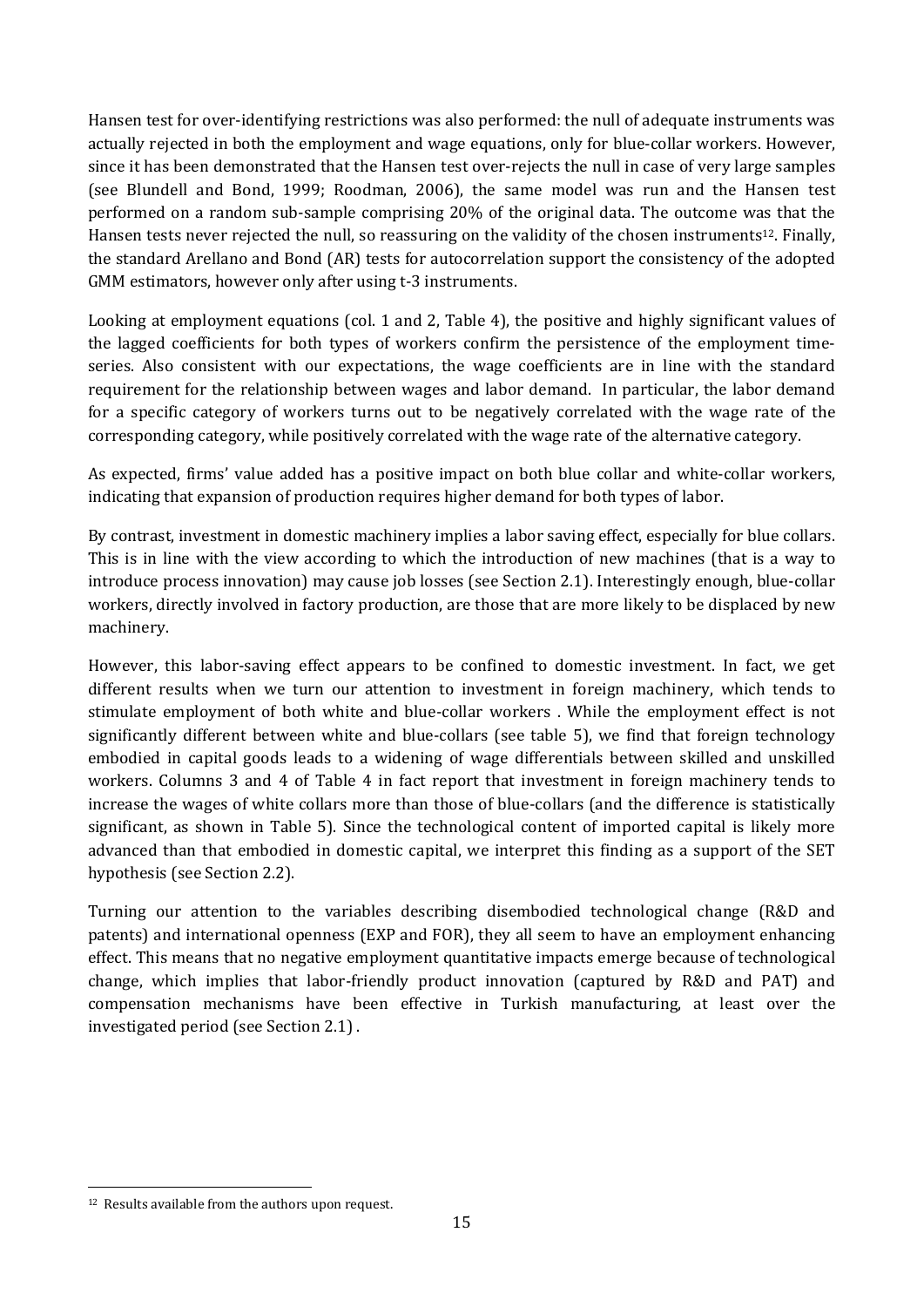Hansen test for over-identifying restrictions was also performed: the null of adequate instruments was actually rejected in both the employment and wage equations, only for blue-collar workers. However, since it has been demonstrated that the Hansen test over-rejects the null in case of very large samples (see Blundell and Bond, 1999; Roodman, 2006), the same model was run and the Hansen test performed on a random sub-sample comprising 20% of the original data. The outcome was that the Hansen tests never rejected the null, so reassuring on the validity of the chosen instruments[12]. Finally, the standard Arellano and Bond (AR) tests for autocorrelation support the consistency of the adopted GMM estimators, however only after using t-3 instruments.

Looking at employment equations (col. 1 and 2, Table 4), the positive and highly significant values of the lagged coefficients for both types of workers confirm the persistence of the employment time-series. Also consistent with our expectations, the wage coefficients are in line with the standard requirement for the relationship between wages and labor demand. In particular, the labor demand for a specific category of workers turns out to be negatively correlated with the wage rate of the corresponding category, while positively correlated with the wage rate of the alternative category.

As expected, firms' value added has a positive impact on both blue collar and white-collar workers, indicating that expansion of production requires higher demand for both types of labor.

By contrast, investment in domestic machinery implies a labor saving effect, especially for blue collars. This is in line with the view according to which the introduction of new machines (that is a way to introduce process innovation) may cause job losses (see Section 2.1). Interestingly enough, blue-collar workers, directly involved in factory production, are those that are more likely to be displaced by new machinery.

However, this labor-saving effect appears to be confined to domestic investment. In fact, we get different results when we turn our attention to investment in foreign machinery, which tends to stimulate employment of both white and blue-collar workers . While the employment effect is not significantly different between white and blue-collars (see table 5), we find that foreign technology embodied in capital goods leads to a widening of wage differentials between skilled and unskilled workers. Columns 3 and 4 of Table 4 in fact report that investment in foreign machinery tends to increase the wages of white collars more than those of blue-collars (and the difference is statistically significant, as shown in Table 5). Since the technological content of imported capital is likely more advanced than that embodied in domestic capital, we interpret this finding as a support of the SET hypothesis (see Section 2.2).

Turning our attention to the variables describing disembodied technological change (R&D and patents) and international openness (EXP and FOR), they all seem to have an employment enhancing effect. This means that no negative employment quantitative impacts emerge because of technological change, which implies that labor-friendly product innovation (captured by R&D and PAT) and compensation mechanisms have been effective in Turkish manufacturing, at least over the investigated period (see Section 2.1) .

[12] Results available from the authors upon request.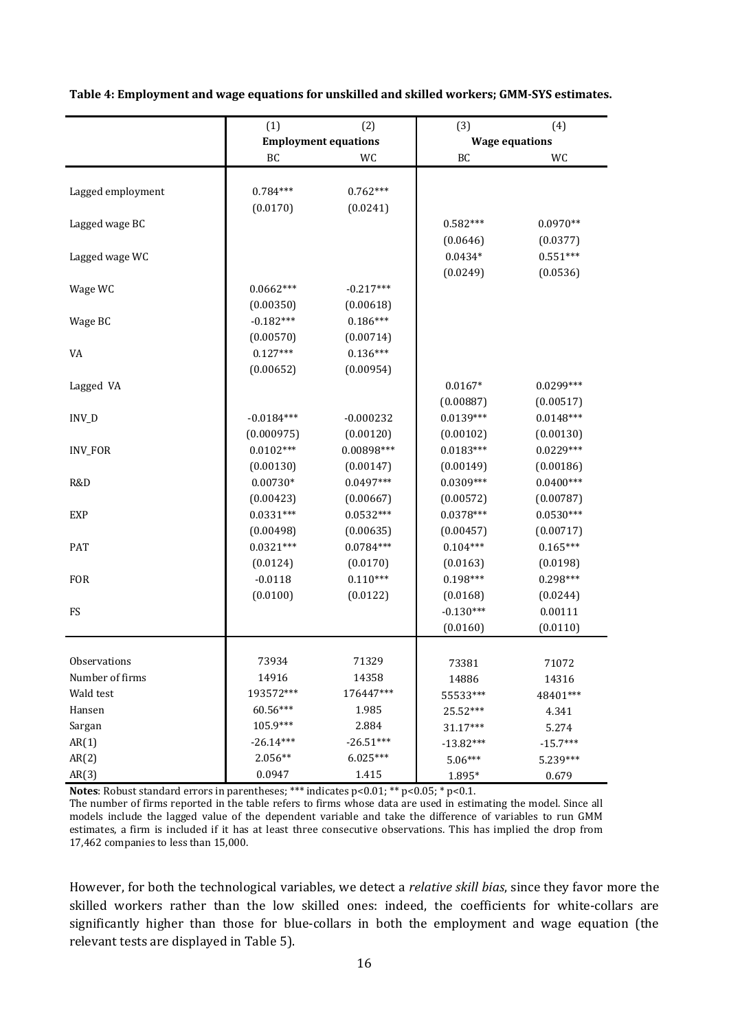**Table 4: Employment and wage equations for unskilled and skilled workers; GMM-SYS estimates.**

| | (1) | (2) | (3) | (4) |
|---|---|---|---|---|
| | **Employment equations** | | **Wage equations** | |
| | BC | WC | BC | WC |
| Lagged employment | 0.784*** | 0.762*** | | |
| | (0.0170) | (0.0241) | | |
| Lagged wage BC | | | 0.582*** | 0.0970** |
| | | | (0.0646) | (0.0377) |
| Lagged wage WC | | | 0.0434* | 0.551*** |
| | | | (0.0249) | (0.0536) |
| Wage WC | 0.0662*** | -0.217*** | | |
| | (0.00350) | (0.00618) | | |
| Wage BC | -0.182*** | 0.186*** | | |
| | (0.00570) | (0.00714) | | |
| VA | 0.127*** | 0.136*** | | |
| | (0.00652) | (0.00954) | | |
| Lagged VA | | | 0.0167* | 0.0299*** |
| | | | (0.00887) | (0.00517) |
| INV_D | -0.0184*** | -0.000232 | 0.0139*** | 0.0148*** |
| | (0.000975) | (0.00120) | (0.00102) | (0.00130) |
| INV_FOR | 0.0102*** | 0.00898*** | 0.0183*** | 0.0229*** |
| | (0.00130) | (0.00147) | (0.00149) | (0.00186) |
| R&D | 0.00730* | 0.0497*** | 0.0309*** | 0.0400*** |
| | (0.00423) | (0.00667) | (0.00572) | (0.00787) |
| EXP | 0.0331*** | 0.0532*** | 0.0378*** | 0.0530*** |
| | (0.00498) | (0.00635) | (0.00457) | (0.00717) |
| PAT | 0.0321*** | 0.0784*** | 0.104*** | 0.165*** |
| | (0.0124) | (0.0170) | (0.0163) | (0.0198) |
| FOR | -0.0118 | 0.110*** | 0.198*** | 0.298*** |
| | (0.0100) | (0.0122) | (0.0168) | (0.0244) |
| FS | | | -0.130*** | 0.00111 |
| | | | (0.0160) | (0.0110) |
| Observations | 73934 | 71329 | 73381 | 71072 |
| Number of firms | 14916 | 14358 | 14886 | 14316 |
| Wald test | 193572*** | 176447*** | 55533*** | 48401*** |
| Hansen | 60.56*** | 1.985 | 25.52*** | 4.341 |
| Sargan | 105.9*** | 2.884 | 31.17*** | 5.274 |
| AR(1) | -26.14*** | -26.51*** | -13.82*** | -15.7*** |
| AR(2) | 2.056** | 6.025*** | 5.06*** | 5.239*** |
| AR(3) | 0.0947 | 1.415 | 1.895* | 0.679 |

**Notes**: Robust standard errors in parentheses; *** indicates $p<0.01$; ** $p<0.05$; * $p<0.1$.
The number of firms reported in the table refers to firms whose data are used in estimating the model. Since all models include the lagged value of the dependent variable and take the difference of variables to run GMM estimates, a firm is included if it has at least three consecutive observations. This has implied the drop from 17,462 companies to less than 15,000.

However, for both the technological variables, we detect a *relative skill bias*, since they favor more the skilled workers rather than the low skilled ones: indeed, the coefficients for white-collars are significantly higher than those for blue-collars in both the employment and wage equation (the relevant tests are displayed in Table 5).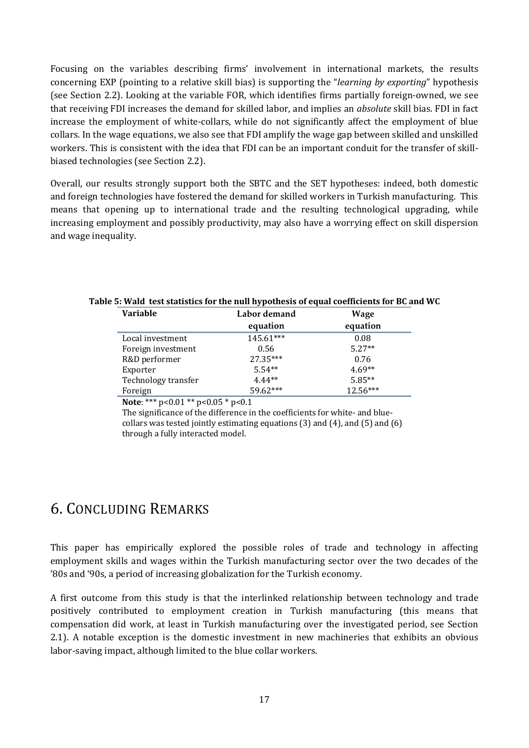Focusing on the variables describing firms' involvement in international markets, the results concerning EXP (pointing to a relative skill bias) is supporting the "*learning by exporting*" hypothesis (see Section 2.2). Looking at the variable FOR, which identifies firms partially foreign-owned, we see that receiving FDI increases the demand for skilled labor, and implies an *absolute* skill bias. FDI in fact increase the employment of white-collars, while do not significantly affect the employment of blue collars. In the wage equations, we also see that FDI amplify the wage gap between skilled and unskilled workers. This is consistent with the idea that FDI can be an important conduit for the transfer of skill-biased technologies (see Section 2.2).

Overall, our results strongly support both the SBTC and the SET hypotheses: indeed, both domestic and foreign technologies have fostered the demand for skilled workers in Turkish manufacturing. This means that opening up to international trade and the resulting technological upgrading, while increasing employment and possibly productivity, may also have a worrying effect on skill dispersion and wage inequality.

**Table 5: Wald test statistics for the null hypothesis of equal coefficients for BC and WC**

| Variable | Labor demand equation | Wage equation |
|---|---|---|
| Local investment | 145.61*** | 0.08 |
| Foreign investment | 0.56 | 5.27** |
| R&D performer | 27.35*** | 0.76 |
| Exporter | 5.54** | 4.69** |
| Technology transfer | 4.44** | 5.85** |
| Foreign | 59.62*** | 12.56*** |

**Note**: *** p<0.01 ** p<0.05 * p<0.1

The significance of the difference in the coefficients for white- and blue-collars was tested jointly estimating equations (3) and (4), and (5) and (6) through a fully interacted model.

# 6. Concluding Remarks

This paper has empirically explored the possible roles of trade and technology in affecting employment skills and wages within the Turkish manufacturing sector over the two decades of the '80s and '90s, a period of increasing globalization for the Turkish economy.

A first outcome from this study is that the interlinked relationship between technology and trade positively contributed to employment creation in Turkish manufacturing (this means that compensation did work, at least in Turkish manufacturing over the investigated period, see Section 2.1). A notable exception is the domestic investment in new machineries that exhibits an obvious labor-saving impact, although limited to the blue collar workers.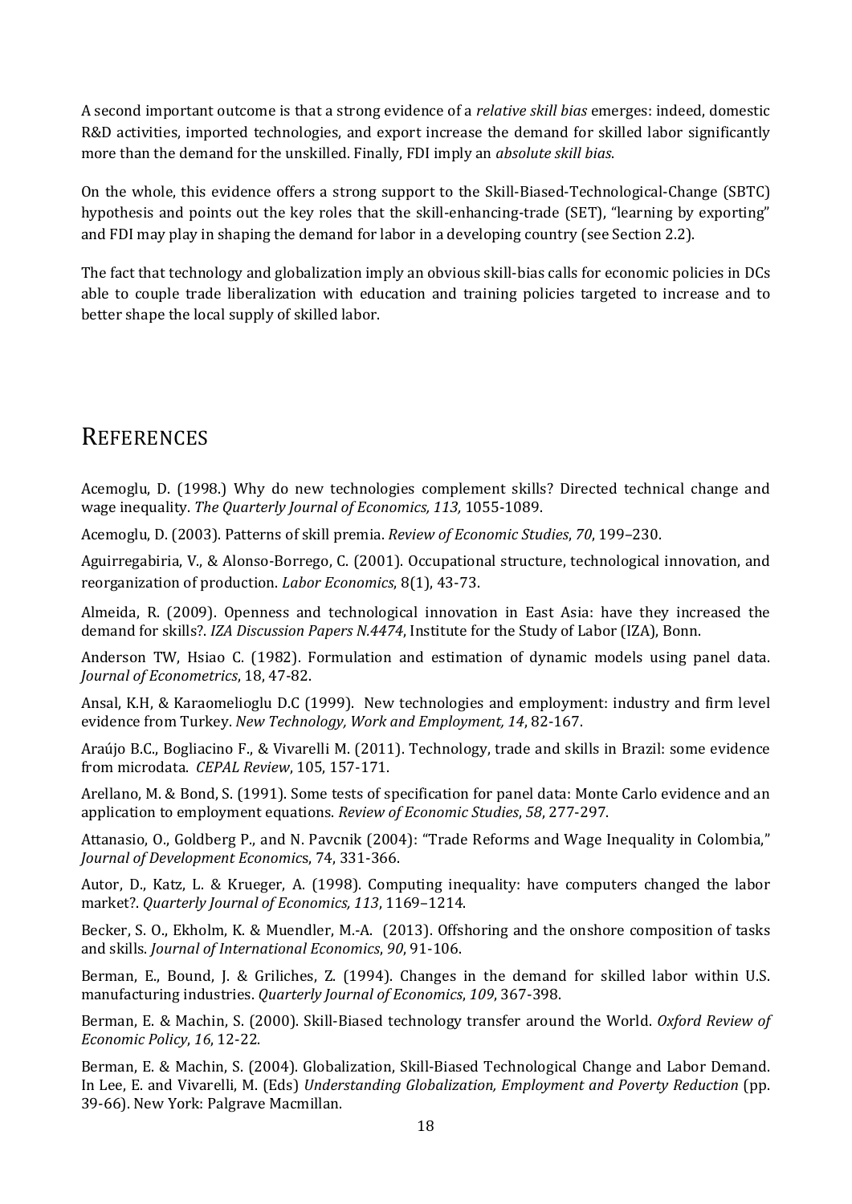A second important outcome is that a strong evidence of a *relative skill bias* emerges: indeed, domestic R&D activities, imported technologies, and export increase the demand for skilled labor significantly more than the demand for the unskilled. Finally, FDI imply an *absolute skill bias*.

On the whole, this evidence offers a strong support to the Skill-Biased-Technological-Change (SBTC) hypothesis and points out the key roles that the skill-enhancing-trade (SET), "learning by exporting" and FDI may play in shaping the demand for labor in a developing country (see Section 2.2).

The fact that technology and globalization imply an obvious skill-bias calls for economic policies in DCs able to couple trade liberalization with education and training policies targeted to increase and to better shape the local supply of skilled labor.

# REFERENCES

Acemoglu, D. (1998.) Why do new technologies complement skills? Directed technical change and wage inequality. *The Quarterly Journal of Economics, 113,* 1055-1089.

Acemoglu, D. (2003). Patterns of skill premia. *Review of Economic Studies*, *70*, 199–230.

Aguirregabiria, V., & Alonso-Borrego, C. (2001). Occupational structure, technological innovation, and reorganization of production. *Labor Economics*, 8(1), 43-73.

Almeida, R. (2009). Openness and technological innovation in East Asia: have they increased the demand for skills?. *IZA Discussion Papers N.4474*, Institute for the Study of Labor (IZA), Bonn.

Anderson TW, Hsiao C. (1982). Formulation and estimation of dynamic models using panel data. *Journal of Econometrics*, 18, 47-82.

Ansal, K.H, & Karaomelioglu D.C (1999). New technologies and employment: industry and firm level evidence from Turkey. *New Technology, Work and Employment, 14*, 82-167.

Araújo B.C., Bogliacino F., & Vivarelli M. (2011). Technology, trade and skills in Brazil: some evidence from microdata. *CEPAL Review*, 105, 157-171.

Arellano, M. & Bond, S. (1991). Some tests of specification for panel data: Monte Carlo evidence and an application to employment equations. *Review of Economic Studies*, *58*, 277-297.

Attanasio, O., Goldberg P., and N. Pavcnik (2004): "Trade Reforms and Wage Inequality in Colombia," *Journal of Development Economics*, 74, 331-366.

Autor, D., Katz, L. & Krueger, A. (1998). Computing inequality: have computers changed the labor market?. *Quarterly Journal of Economics, 113*, 1169–1214.

Becker, S. O., Ekholm, K. & Muendler, M.-A. (2013). Offshoring and the onshore composition of tasks and skills. *Journal of International Economics*, *90*, 91-106.

Berman, E., Bound, J. & Griliches, Z. (1994). Changes in the demand for skilled labor within U.S. manufacturing industries. *Quarterly Journal of Economics*, *109*, 367-398.

Berman, E. & Machin, S. (2000). Skill-Biased technology transfer around the World. *Oxford Review of Economic Policy*, *16*, 12-22.

Berman, E. & Machin, S. (2004). Globalization, Skill-Biased Technological Change and Labor Demand. In Lee, E. and Vivarelli, M. (Eds) *Understanding Globalization, Employment and Poverty Reduction* (pp. 39-66). New York: Palgrave Macmillan.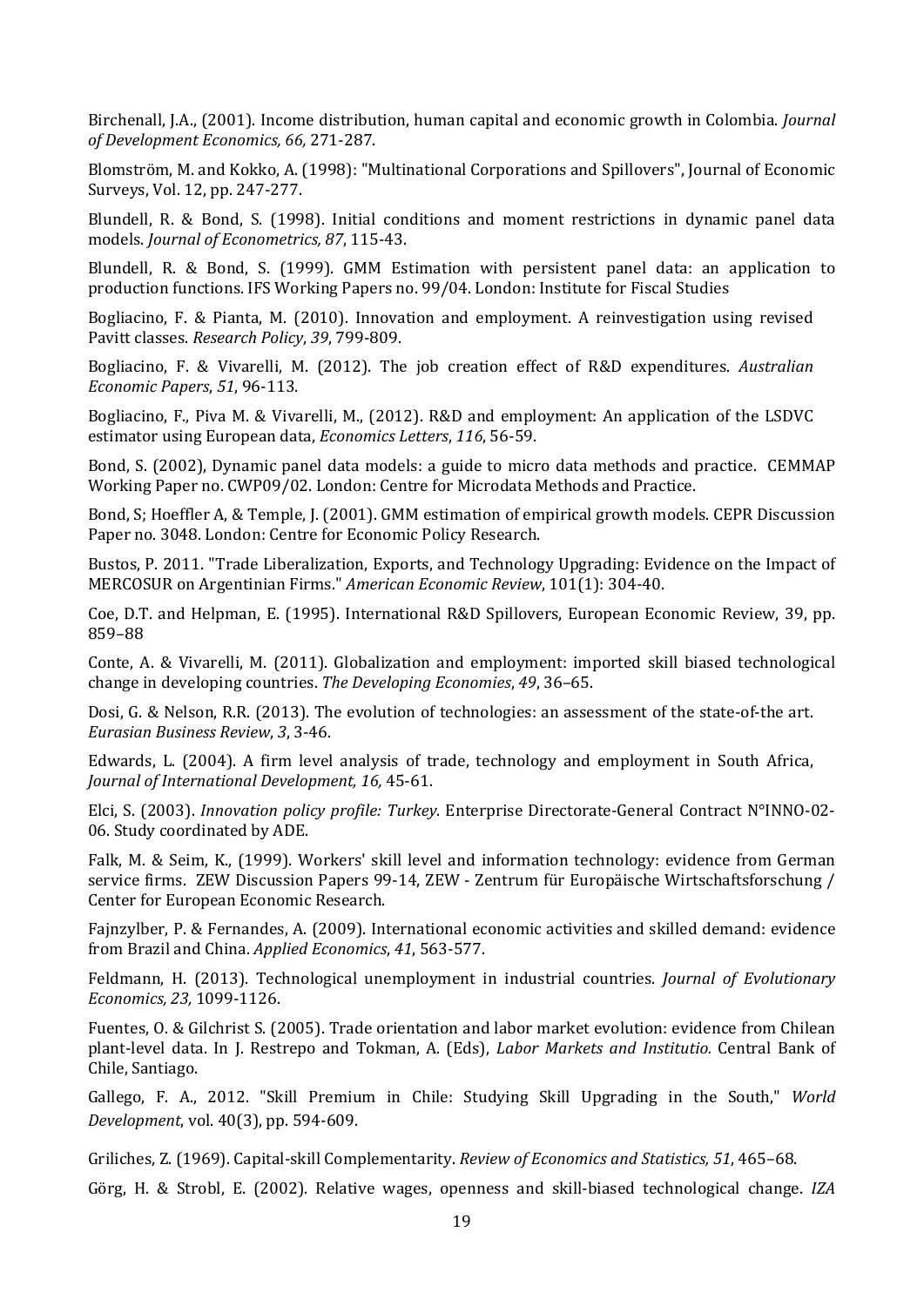Birchenall, J.A., (2001). Income distribution, human capital and economic growth in Colombia. *Journal of Development Economics, 66,* 271-287.

Blomström, M. and Kokko, A. (1998): "Multinational Corporations and Spillovers", Journal of Economic Surveys, Vol. 12, pp. 247-277.

Blundell, R. & Bond, S. (1998). Initial conditions and moment restrictions in dynamic panel data models. *Journal of Econometrics, 87*, 115-43.

Blundell, R. & Bond, S. (1999). GMM Estimation with persistent panel data: an application to production functions. IFS Working Papers no. 99/04. London: Institute for Fiscal Studies

Bogliacino, F. & Pianta, M. (2010). Innovation and employment. A reinvestigation using revised Pavitt classes. *Research Policy*, *39*, 799-809.

Bogliacino, F. & Vivarelli, M. (2012). The job creation effect of R&D expenditures. *Australian Economic Papers*, *51*, 96-113.

Bogliacino, F., Piva M. & Vivarelli, M., (2012). R&D and employment: An application of the LSDVC estimator using European data, *Economics Letters*, *116*, 56-59.

Bond, S. (2002), Dynamic panel data models: a guide to micro data methods and practice. CEMMAP Working Paper no. CWP09/02. London: Centre for Microdata Methods and Practice.

Bond, S; Hoeffler A, & Temple, J. (2001). GMM estimation of empirical growth models. CEPR Discussion Paper no. 3048. London: Centre for Economic Policy Research.

Bustos, P. 2011. "Trade Liberalization, Exports, and Technology Upgrading: Evidence on the Impact of MERCOSUR on Argentinian Firms." *American Economic Review*, 101(1): 304-40.

Coe, D.T. and Helpman, E. (1995). International R&D Spillovers, European Economic Review, 39, pp. 859–88

Conte, A. & Vivarelli, M. (2011). Globalization and employment: imported skill biased technological change in developing countries. *The Developing Economies*, *49*, 36–65.

Dosi, G. & Nelson, R.R. (2013). The evolution of technologies: an assessment of the state-of-the art. *Eurasian Business Review*, *3*, 3-46.

Edwards, L. (2004). A firm level analysis of trade, technology and employment in South Africa, *Journal of International Development, 16,* 45-61.

Elci, S. (2003). *Innovation policy profile: Turkey*. Enterprise Directorate-General Contract N°INNO-02-06. Study coordinated by ADE.

Falk, M. & Seim, K., (1999). Workers' skill level and information technology: evidence from German service firms. ZEW Discussion Papers 99-14, ZEW - Zentrum für Europäische Wirtschaftsforschung / Center for European Economic Research.

Fajnzylber, P. & Fernandes, A. (2009). International economic activities and skilled demand: evidence from Brazil and China. *Applied Economics*, *41*, 563-577.

Feldmann, H. (2013). Technological unemployment in industrial countries. *Journal of Evolutionary Economics, 23,* 1099-1126.

Fuentes, O. & Gilchrist S. (2005). Trade orientation and labor market evolution: evidence from Chilean plant-level data. In J. Restrepo and Tokman, A. (Eds), *Labor Markets and Institutio.* Central Bank of Chile, Santiago.

Gallego, F. A., 2012. "Skill Premium in Chile: Studying Skill Upgrading in the South," *World Development*, vol. 40(3), pp. 594-609.

Griliches, Z. (1969). Capital-skill Complementarity. *Review of Economics and Statistics, 51*, 465–68.

Görg, H. & Strobl, E. (2002). Relative wages, openness and skill-biased technological change. *IZA*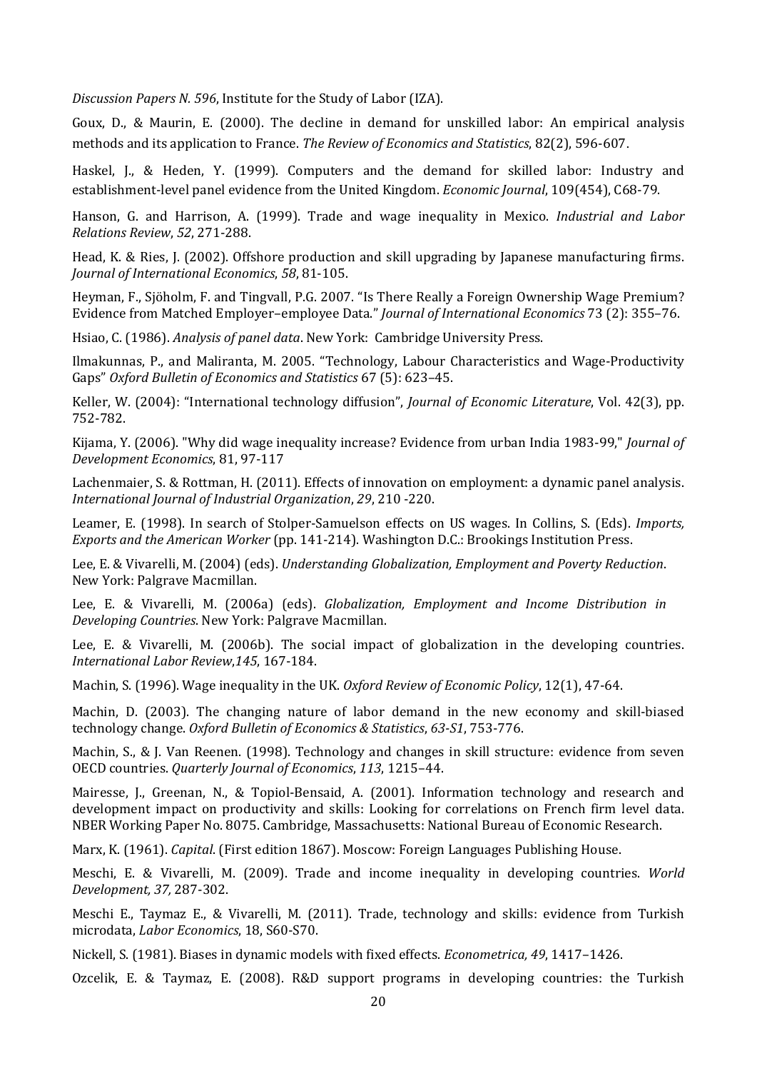*Discussion Papers N. 596*, Institute for the Study of Labor (IZA).

Goux, D., & Maurin, E. (2000). The decline in demand for unskilled labor: An empirical analysis methods and its application to France. *The Review of Economics and Statistics*, 82(2), 596-607.

Haskel, J., & Heden, Y. (1999). Computers and the demand for skilled labor: Industry and establishment-level panel evidence from the United Kingdom. *Economic Journal*, 109(454), C68-79.

Hanson, G. and Harrison, A. (1999). Trade and wage inequality in Mexico. *Industrial and Labor Relations Review*, *52*, 271-288.

Head, K. & Ries, J. (2002). Offshore production and skill upgrading by Japanese manufacturing firms. *Journal of International Economics*, *58*, 81-105.

Heyman, F., Sjöholm, F. and Tingvall, P.G. 2007. "Is There Really a Foreign Ownership Wage Premium? Evidence from Matched Employer–employee Data." *Journal of International Economics* 73 (2): 355–76.

Hsiao, C. (1986). *Analysis of panel data*. New York: Cambridge University Press.

Ilmakunnas, P., and Maliranta, M. 2005. "Technology, Labour Characteristics and Wage-Productivity Gaps" *Oxford Bulletin of Economics and Statistics* 67 (5): 623–45.

Keller, W. (2004): "International technology diffusion", *Journal of Economic Literature*, Vol. 42(3), pp. 752-782.

Kijama, Y. (2006). "Why did wage inequality increase? Evidence from urban India 1983-99," *Journal of Development Economics*, 81, 97-117

Lachenmaier, S. & Rottman, H. (2011). Effects of innovation on employment: a dynamic panel analysis. *International Journal of Industrial Organization*, *29*, 210 -220.

Leamer, E. (1998). In search of Stolper-Samuelson effects on US wages. In Collins, S. (Eds). *Imports, Exports and the American Worker* (pp. 141-214). Washington D.C.: Brookings Institution Press.

Lee, E. & Vivarelli, M. (2004) (eds). *Understanding Globalization, Employment and Poverty Reduction*. New York: Palgrave Macmillan.

Lee, E. & Vivarelli, M. (2006a) (eds). *Globalization, Employment and Income Distribution in Developing Countries*. New York: Palgrave Macmillan.

Lee, E. & Vivarelli, M. (2006b). The social impact of globalization in the developing countries. *International Labor Review*,*145*, 167-184.

Machin, S. (1996). Wage inequality in the UK. *Oxford Review of Economic Policy*, 12(1), 47-64.

Machin, D. (2003). The changing nature of labor demand in the new economy and skill-biased technology change. *Oxford Bulletin of Economics & Statistics*, *63-S1*, 753-776.

Machin, S., & J. Van Reenen. (1998). Technology and changes in skill structure: evidence from seven OECD countries. *Quarterly Journal of Economics*, *113*, 1215–44.

Mairesse, J., Greenan, N., & Topiol-Bensaid, A. (2001). Information technology and research and development impact on productivity and skills: Looking for correlations on French firm level data. NBER Working Paper No. 8075. Cambridge, Massachusetts: National Bureau of Economic Research.

Marx, K. (1961). *Capital*. (First edition 1867). Moscow: Foreign Languages Publishing House.

Meschi, E. & Vivarelli, M. (2009). Trade and income inequality in developing countries. *World Development, 37,* 287-302.

Meschi E., Taymaz E., & Vivarelli, M. (2011). Trade, technology and skills: evidence from Turkish microdata, *Labor Economics*, 18, S60-S70.

Nickell, S. (1981). Biases in dynamic models with fixed effects. *Econometrica, 49*, 1417–1426.

Ozcelik, E. & Taymaz, E. (2008). R&D support programs in developing countries: the Turkish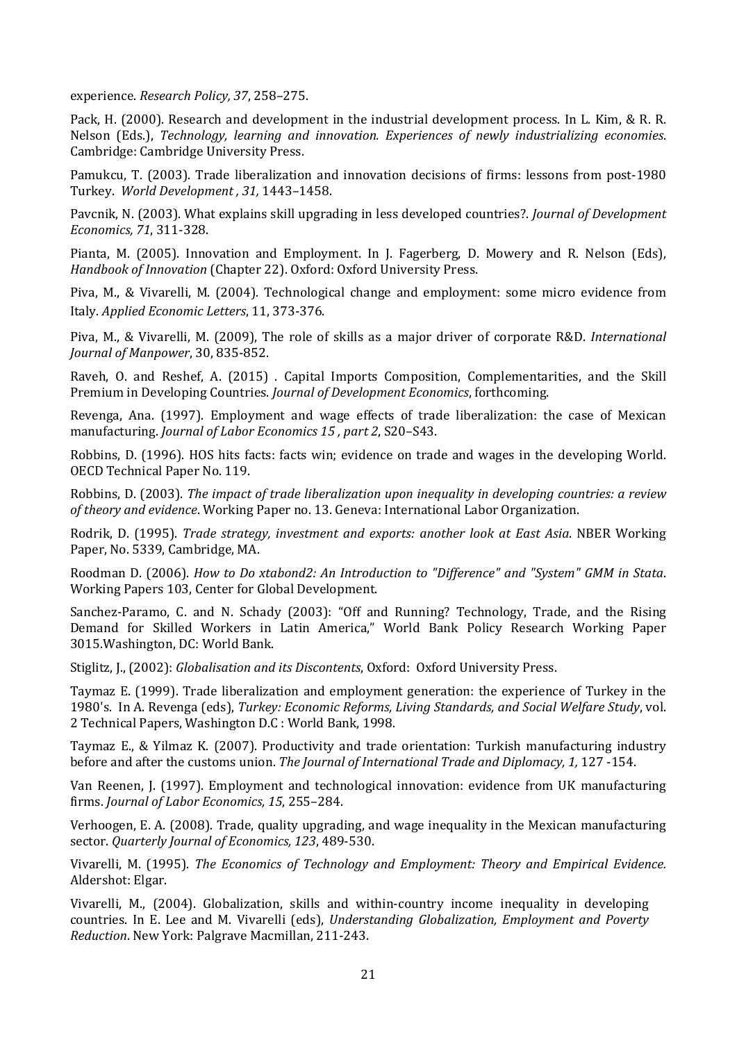experience. *Research Policy, 37*, 258–275.

Pack, H. (2000). Research and development in the industrial development process. In L. Kim, & R. R. Nelson (Eds.), *Technology, learning and innovation. Experiences of newly industrializing economies*. Cambridge: Cambridge University Press.

Pamukcu, T. (2003). Trade liberalization and innovation decisions of firms: lessons from post-1980 Turkey. *World Development , 31,* 1443–1458.

Pavcnik, N. (2003). What explains skill upgrading in less developed countries?. *Journal of Development Economics, 71*, 311-328.

Pianta, M. (2005). Innovation and Employment. In J. Fagerberg, D. Mowery and R. Nelson (Eds), *Handbook of Innovation* (Chapter 22). Oxford: Oxford University Press.

Piva, M., & Vivarelli, M. (2004). Technological change and employment: some micro evidence from Italy. *Applied Economic Letters*, 11, 373-376.

Piva, M., & Vivarelli, M. (2009), The role of skills as a major driver of corporate R&D. *International Journal of Manpower*, 30, 835-852.

Raveh, O. and Reshef, A. (2015) . Capital Imports Composition, Complementarities, and the Skill Premium in Developing Countries. *Journal of Development Economics*, forthcoming.

Revenga, Ana. (1997). Employment and wage effects of trade liberalization: the case of Mexican manufacturing. *Journal of Labor Economics 15 , part 2*, S20–S43.

Robbins, D. (1996). HOS hits facts: facts win; evidence on trade and wages in the developing World. OECD Technical Paper No. 119.

Robbins, D. (2003). *The impact of trade liberalization upon inequality in developing countries: a review of theory and evidence*. Working Paper no. 13. Geneva: International Labor Organization.

Rodrik, D. (1995). *Trade strategy, investment and exports: another look at East Asia*. NBER Working Paper, No. 5339, Cambridge, MA.

Roodman D. (2006). *How to Do xtabond2: An Introduction to "Difference" and "System" GMM in Stata*. Working Papers 103, Center for Global Development.

Sanchez-Paramo, C. and N. Schady (2003): "Off and Running? Technology, Trade, and the Rising Demand for Skilled Workers in Latin America," World Bank Policy Research Working Paper 3015.Washington, DC: World Bank.

Stiglitz, J., (2002): *Globalisation and its Discontents*, Oxford: Oxford University Press.

Taymaz E. (1999). Trade liberalization and employment generation: the experience of Turkey in the 1980's. In A. Revenga (eds), *Turkey: Economic Reforms, Living Standards, and Social Welfare Study*, vol. 2 Technical Papers, Washington D.C : World Bank, 1998.

Taymaz E., & Yilmaz K. (2007). Productivity and trade orientation: Turkish manufacturing industry before and after the customs union. *The Journal of International Trade and Diplomacy, 1,* 127 -154.

Van Reenen, J. (1997). Employment and technological innovation: evidence from UK manufacturing firms. *Journal of Labor Economics, 15*, 255–284.

Verhoogen, E. A. (2008). Trade, quality upgrading, and wage inequality in the Mexican manufacturing sector. *Quarterly Journal of Economics, 123*, 489-530.

Vivarelli, M. (1995). *The Economics of Technology and Employment: Theory and Empirical Evidence.* Aldershot: Elgar.

Vivarelli, M., (2004). Globalization, skills and within-country income inequality in developing countries. In E. Lee and M. Vivarelli (eds), *Understanding Globalization, Employment and Poverty Reduction*. New York: Palgrave Macmillan, 211-243.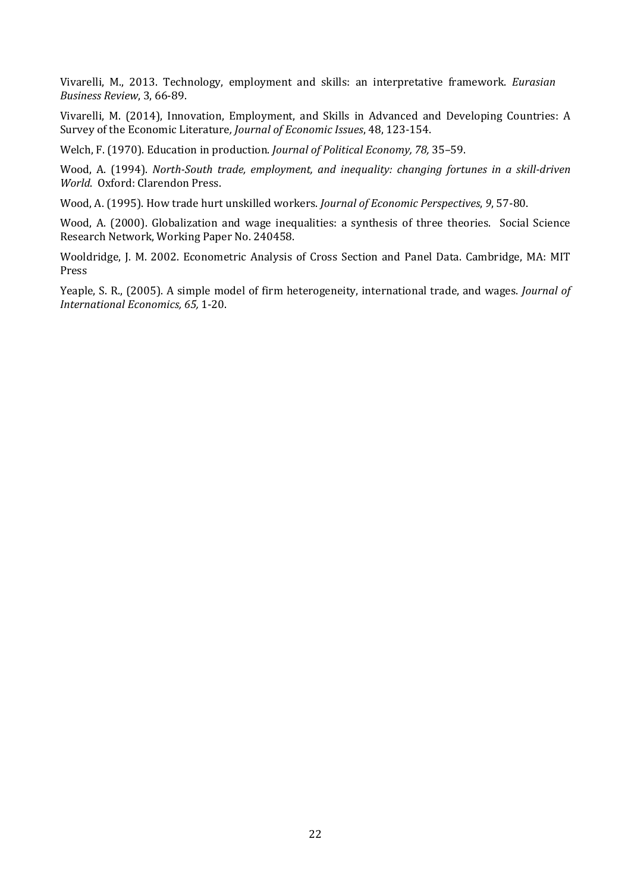Vivarelli, M., 2013. Technology, employment and skills: an interpretative framework. *Eurasian Business Review*, 3, 66-89.

Vivarelli, M. (2014), Innovation, Employment, and Skills in Advanced and Developing Countries: A Survey of the Economic Literature*, Journal of Economic Issues*, 48, 123-154.

Welch, F. (1970). Education in production. *Journal of Political Economy, 78,* 35–59.

Wood, A. (1994). *North-South trade, employment, and inequality: changing fortunes in a skill-driven World*. Oxford: Clarendon Press.

Wood, A. (1995). How trade hurt unskilled workers. *Journal of Economic Perspectives*, *9*, 57-80.

Wood, A. (2000). Globalization and wage inequalities: a synthesis of three theories. Social Science Research Network, Working Paper No. 240458.

Wooldridge, J. M. 2002. Econometric Analysis of Cross Section and Panel Data. Cambridge, MA: MIT Press

Yeaple, S. R., (2005). A simple model of firm heterogeneity, international trade, and wages. *Journal of International Economics, 65,* 1-20.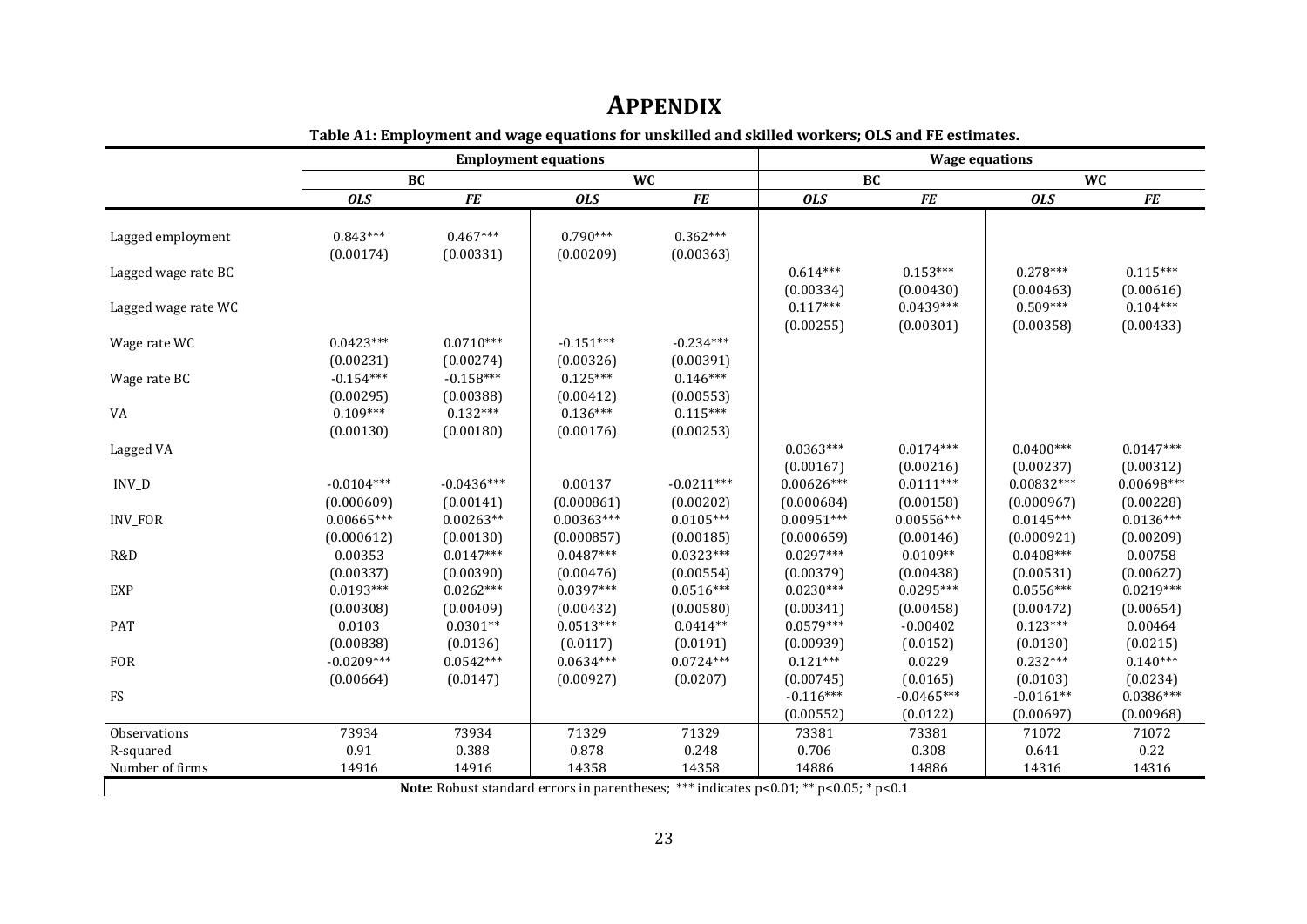# APPENDIX

**Table A1: Employment and wage equations for unskilled and skilled workers; OLS and FE estimates.**

| | Employment equations | | | | Wage equations | | | |
|---|---|---|---|---|---|---|---|---|
| | BC | | WC | | BC | | WC | |
| | *OLS* | *FE* | *OLS* | *FE* | *OLS* | *FE* | *OLS* | *FE* |
| Lagged employment | 0.843*** | 0.467*** | 0.790*** | 0.362*** | | | | |
| | (0.00174) | (0.00331) | (0.00209) | (0.00363) | | | | |
| Lagged wage rate BC | | | | | 0.614*** | 0.153*** | 0.278*** | 0.115*** |
| | | | | | (0.00334) | (0.00430) | (0.00463) | (0.00616) |
| Lagged wage rate WC | | | | | 0.117*** | 0.0439*** | 0.509*** | 0.104*** |
| | | | | | (0.00255) | (0.00301) | (0.00358) | (0.00433) |
| Wage rate WC | 0.0423*** | 0.0710*** | -0.151*** | -0.234*** | | | | |
| | (0.00231) | (0.00274) | (0.00326) | (0.00391) | | | | |
| Wage rate BC | -0.154*** | -0.158*** | 0.125*** | 0.146*** | | | | |
| | (0.00295) | (0.00388) | (0.00412) | (0.00553) | | | | |
| VA | 0.109*** | 0.132*** | 0.136*** | 0.115*** | | | | |
| | (0.00130) | (0.00180) | (0.00176) | (0.00253) | | | | |
| Lagged VA | | | | | 0.0363*** | 0.0174*** | 0.0400*** | 0.0147*** |
| | | | | | (0.00167) | (0.00216) | (0.00237) | (0.00312) |
| INV_D | -0.0104*** | -0.0436*** | 0.00137 | -0.0211*** | 0.00626*** | 0.0111*** | 0.00832*** | 0.00698*** |
| | (0.000609) | (0.00141) | (0.000861) | (0.00202) | (0.000684) | (0.00158) | (0.000967) | (0.00228) |
| INV_FOR | 0.00665*** | 0.00263** | 0.00363*** | 0.0105*** | 0.00951*** | 0.00556*** | 0.0145*** | 0.0136*** |
| | (0.000612) | (0.00130) | (0.000857) | (0.00185) | (0.000659) | (0.00146) | (0.000921) | (0.00209) |
| R&D | 0.00353 | 0.0147*** | 0.0487*** | 0.0323*** | 0.0297*** | 0.0109** | 0.0408*** | 0.00758 |
| | (0.00337) | (0.00390) | (0.00476) | (0.00554) | (0.00379) | (0.00438) | (0.00531) | (0.00627) |
| EXP | 0.0193*** | 0.0262*** | 0.0397*** | 0.0516*** | 0.0230*** | 0.0295*** | 0.0556*** | 0.0219*** |
| | (0.00308) | (0.00409) | (0.00432) | (0.00580) | (0.00341) | (0.00458) | (0.00472) | (0.00654) |
| PAT | 0.0103 | 0.0301** | 0.0513*** | 0.0414** | 0.0579*** | -0.00402 | 0.123*** | 0.00464 |
| | (0.00838) | (0.0136) | (0.0117) | (0.0191) | (0.00939) | (0.0152) | (0.0130) | (0.0215) |
| FOR | -0.0209*** | 0.0542*** | 0.0634*** | 0.0724*** | 0.121*** | 0.0229 | 0.232*** | 0.140*** |
| | (0.00664) | (0.0147) | (0.00927) | (0.0207) | (0.00745) | (0.0165) | (0.0103) | (0.0234) |
| FS | | | | | -0.116*** | -0.0465*** | -0.0161** | 0.0386*** |
| | | | | | (0.00552) | (0.0122) | (0.00697) | (0.00968) |
| Observations | 73934 | 73934 | 71329 | 71329 | 73381 | 73381 | 71072 | 71072 |
| R-squared | 0.91 | 0.388 | 0.878 | 0.248 | 0.706 | 0.308 | 0.641 | 0.22 |
| Number of firms | 14916 | 14916 | 14358 | 14358 | 14886 | 14886 | 14316 | 14316 |

**Note**: Robust standard errors in parentheses; *** indicates p<0.01; ** p<0.05; * p<0.1